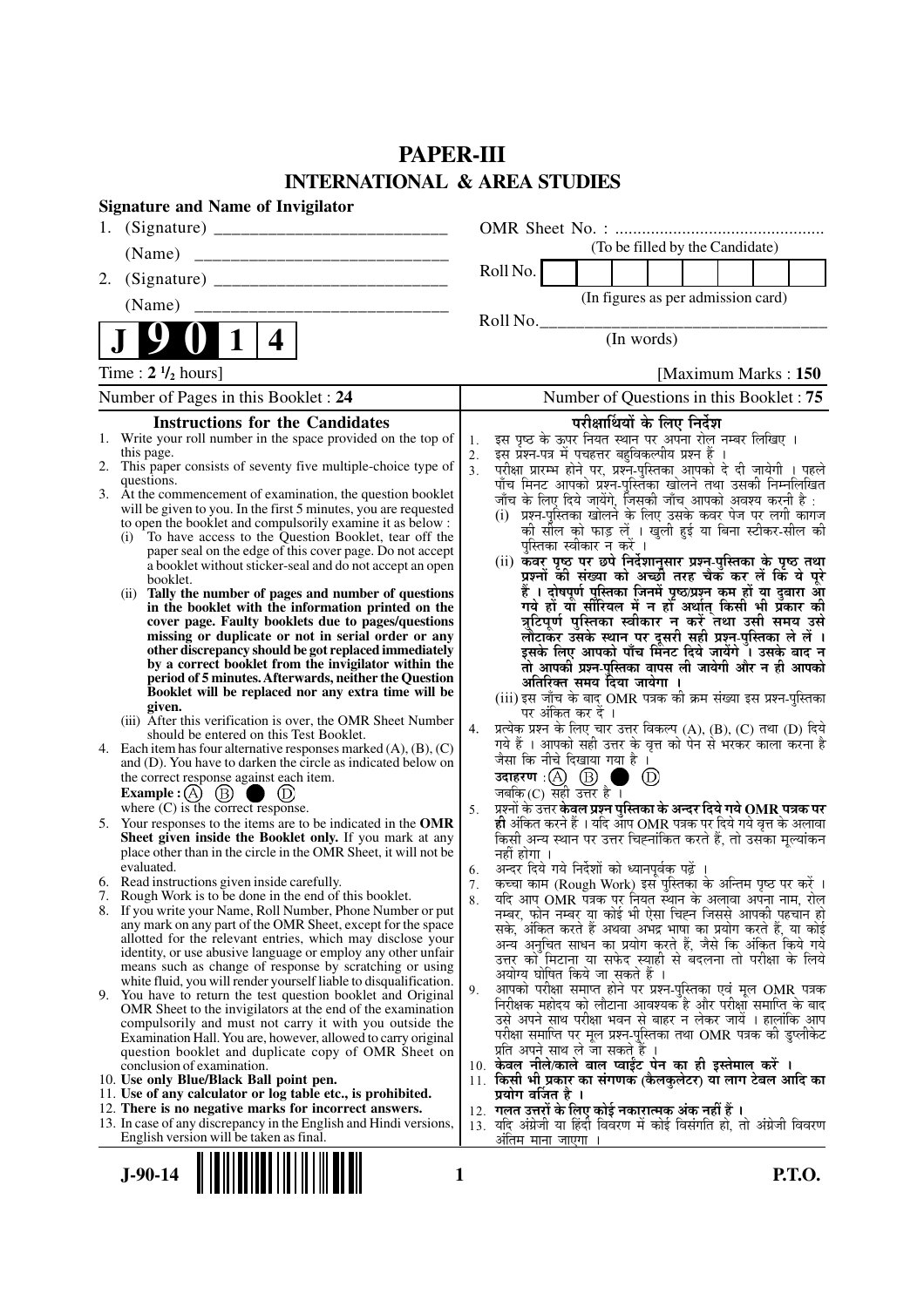# PAPER-III

## INTERNATIONAL & AREA STUDIES

**Signature and Name of Invigilator**

1. (Signature) \_\_\_\_\_\_\_\_\_\_\_\_\_\_\_\_\_\_\_\_\_\_\_\_\_\_

   (Name) \_\_\_\_\_\_\_\_\_\_\_\_\_\_\_\_\_\_\_\_\_\_\_\_\_\_\_\_

2. (Signature) \_\_\_\_\_\_\_\_\_\_\_\_\_\_\_\_\_\_\_\_\_\_\_\_\_\_

   (Name) \_\_\_\_\_\_\_\_\_\_\_\_\_\_\_\_\_\_\_\_\_\_\_\_\_\_\_\_

OMR Sheet No. : ...............................................

(To be filled by the Candidate)

Roll No. | | | | | | | | |

(In figures as per admission card)

Roll No.\_\_\_\_\_\_\_\_\_\_\_\_\_\_\_\_\_\_\_\_\_\_\_\_\_\_\_\_\_\_\_\_\_\_

(In words)

**J 9 0 1 4**

Time : **2 ½ hours**]

[Maximum Marks : **150**

Number of Pages in this Booklet : 24

Number of Questions in this Booklet : 75

### Instructions for the Candidates

1. Write your roll number in the space provided on the top of this page.
2. This paper consists of seventy five multiple-choice type of questions.
3. At the commencement of examination, the question booklet will be given to you. In the first 5 minutes, you are requested to open the booklet and compulsorily examine it as below :
   (i) To have access to the Question Booklet, tear off the paper seal on the edge of this cover page. Do not accept a booklet without sticker-seal and do not accept an open booklet.
   (ii) **Tally the number of pages and number of questions in the booklet with the information printed on the cover page. Faulty booklets due to pages/questions missing or duplicate or not in serial order or any other discrepancy should be got replaced immediately by a correct booklet from the invigilator within the period of 5 minutes. Afterwards, neither the Question Booklet will be replaced nor any extra time will be given.**
   (iii) After this verification is over, the OMR Sheet Number should be entered on this Test Booklet.
4. Each item has four alternative responses marked (A), (B), (C) and (D). You have to darken the circle as indicated below on the correct response against each item.
   **Example :** (A) (B) ● (D)
   where (C) is the correct response.
5. Your responses to the items are to be indicated in the **OMR Sheet given inside the Booklet only.** If you mark at any place other than in the circle in the OMR Sheet, it will not be evaluated.
6. Read instructions given inside carefully.
7. Rough Work is to be done in the end of this booklet.
8. If you write your Name, Roll Number, Phone Number or put any mark on any part of the OMR Sheet, except for the space allotted for the relevant entries, which may disclose your identity, or use abusive language or employ any other unfair means such as change of response by scratching or using white fluid, you will render yourself liable to disqualification.
9. You have to return the test question booklet and Original OMR Sheet to the invigilators at the end of the examination compulsorily and must not carry it with you outside the Examination Hall. You are, however, allowed to carry original question booklet and duplicate copy of OMR Sheet on conclusion of examination.
10. **Use only Blue/Black Ball point pen.**
11. **Use of any calculator or log table etc., is prohibited.**
12. **There is no negative marks for incorrect answers.**
13. In case of any discrepancy in the English and Hindi versions, English version will be taken as final.

### परीक्षार्थियों के लिए निर्देश

1. इस पृष्ठ के ऊपर नियत स्थान पर अपना रोल नम्बर लिखिए ।
2. इस प्रश्न-पत्र में पचहत्तर बहुविकल्पीय प्रश्न हैं ।
3. परीक्षा प्रारम्भ होने पर, प्रश्न-पुस्तिका आपको दे दी जायेगी । पहले पाँच मिनट आपको प्रश्न-पुस्तिका खोलने तथा उसकी निम्नलिखित जाँच के लिए दिये जायेंगे, जिसकी जाँच आपको अवश्य करनी है :
   (i) प्रश्न-पुस्तिका खोलने के लिए उसके कवर पेज पर लगी कागज की सील को फाड़ लें । खुली हुई या बिना स्टीकर-सील की पुस्तिका स्वीकार न करें ।
   (ii) **कवर पृष्ठ पर छपे निर्देशानुसार प्रश्न-पुस्तिका के पृष्ठ तथा प्रश्नों की संख्या को अच्छी तरह चैक कर लें कि ये पूरे हैं । दोषपूर्ण पुस्तिका जिनमें पृष्ठ/प्रश्न कम हों या दुबारा आ गये हों या सीरियल में न हों अर्थात् किसी भी प्रकार की त्रुटिपूर्ण पुस्तिका स्वीकार न करें तथा उसी समय उसे लौटाकर उसके स्थान पर दूसरी सही प्रश्न-पुस्तिका ले लें । इसके लिए आपको पाँच मिनट दिये जायेंगे । उसके बाद न तो आपकी प्रश्न-पुस्तिका वापस ली जायेगी और न ही आपको अतिरिक्त समय दिया जायेगा ।**
   (iii) इस जाँच के बाद OMR पत्रक की क्रम संख्या इस प्रश्न-पुस्तिका पर अंकित कर दें ।
4. प्रत्येक प्रश्न के लिए चार उत्तर विकल्प (A), (B), (C) तथा (D) दिये गये हैं । आपको सही उत्तर के वृत्त को पेन से भरकर काला करना है जैसा कि नीचे दिखाया गया है ।
   **उदाहरण :** (A) (B) ● (D)
   जबकि (C) सही उत्तर है ।
5. प्रश्नों के उत्तर **केवल प्रश्न पुस्तिका के अन्दर दिये गये OMR पत्रक पर ही** अंकित करने हैं । यदि आप OMR पत्रक पर दिये गये वृत्त के अलावा किसी अन्य स्थान पर उत्तर चिह्नांकित करते हैं, तो उसका मूल्यांकन नहीं होगा ।
6. अन्दर दिये गये निर्देशों को ध्यानपूर्वक पढ़ें ।
7. कच्चा काम (Rough Work) इस पुस्तिका के अन्तिम पृष्ठ पर करें ।
8. यदि आप OMR पत्रक पर नियत स्थान के अलावा अपना नाम, रोल नम्बर, फोन नम्बर या कोई भी ऐसा चिह्न जिससे आपकी पहचान हो सके, अंकित करते हैं अथवा अभद्र भाषा का प्रयोग करते हैं, या कोई अन्य अनुचित साधन का प्रयोग करते हैं, जैसे कि अंकित किये गये उत्तर को मिटाना या सफेद स्याही से बदलना तो परीक्षा के लिये अयोग्य घोषित किये जा सकते हैं ।
9. आपको परीक्षा समाप्त होने पर प्रश्न-पुस्तिका एवं मूल OMR पत्रक निरीक्षक महोदय को लौटाना आवश्यक है और परीक्षा समाप्ति के बाद उसे अपने साथ परीक्षा भवन से बाहर न लेकर जायें । हालांकि आप परीक्षा समाप्ति पर मूल प्रश्न-पुस्तिका तथा OMR पत्रक की डुप्लीकेट प्रति अपने साथ ले जा सकते हैं ।
10. **केवल नीले/काले बाल प्वाईंट पेन का ही इस्तेमाल करें ।**
11. **किसी भी प्रकार का संगणक (कैलकुलेटर) या लाग टेबल आदि का प्रयोग वर्जित है ।**
12. **गलत उत्तरों के लिए कोई नकारात्मक अंक नहीं हैं ।**
13. यदि अंग्रेजी या हिंदी विवरण में कोई विसंगति हो, तो अंग्रेजी विवरण अंतिम माना जाएगा ।

J-90-14

P.T.O.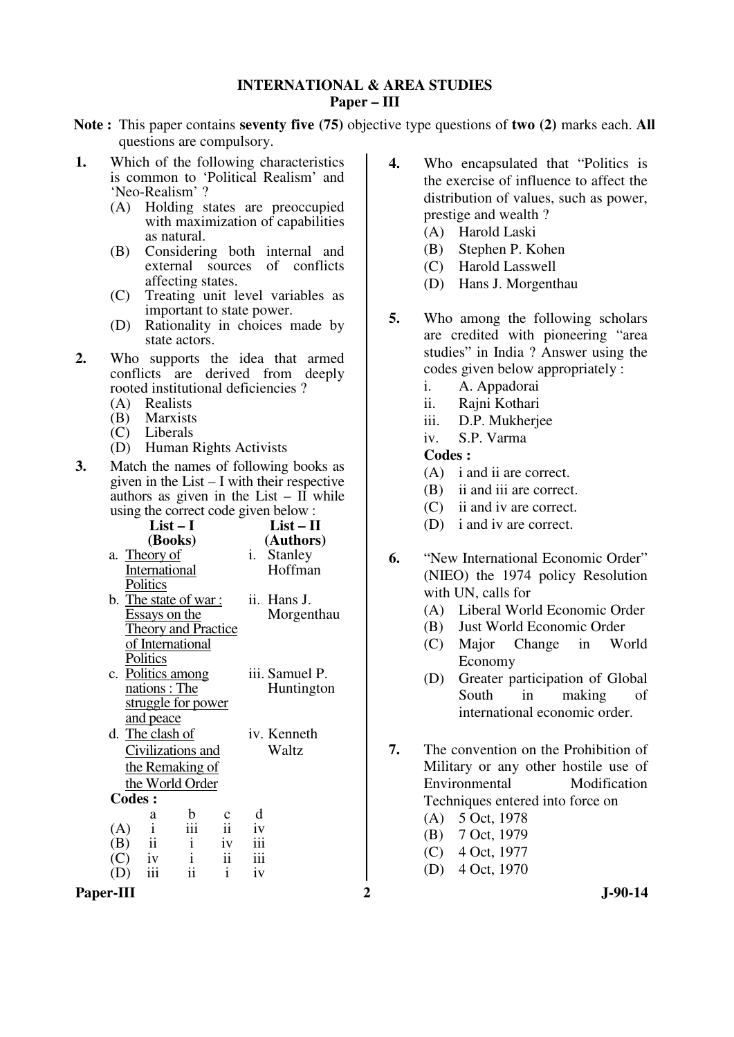# INTERNATIONAL & AREA STUDIES

## Paper – III

**Note :** This paper contains **seventy five (75)** objective type questions of **two (2)** marks each. **All** questions are compulsory.

**1.** Which of the following characteristics is common to 'Political Realism' and 'Neo-Realism' ?

- (A) Holding states are preoccupied with maximization of capabilities as natural.
- (B) Considering both internal and external sources of conflicts affecting states.
- (C) Treating unit level variables as important to state power.
- (D) Rationality in choices made by state actors.

**2.** Who supports the idea that armed conflicts are derived from deeply rooted institutional deficiencies ?

- (A) Realists
- (B) Marxists
- (C) Liberals
- (D) Human Rights Activists

**3.** Match the names of following books as given in the List – I with their respective authors as given in the List – II while using the correct code given below :

| List – I (Books) | List – II (Authors) |
|---|---|
| a. Theory of International Politics | i. Stanley Hoffman |
| b. The state of war : Essays on the Theory and Practice of International Politics | ii. Hans J. Morgenthau |
| c. Politics among nations : The struggle for power and peace | iii. Samuel P. Huntington |
| d. The clash of Civilizations and the Remaking of the World Order | iv. Kenneth Waltz |

**Codes :**

| | a | b | c | d |
|---|---|---|---|---|
| (A) | i | iii | ii | iv |
| (B) | ii | i | iv | iii |
| (C) | iv | i | ii | iii |
| (D) | iii | ii | i | iv |

**4.** Who encapsulated that "Politics is the exercise of influence to affect the distribution of values, such as power, prestige and wealth ?

- (A) Harold Laski
- (B) Stephen P. Kohen
- (C) Harold Lasswell
- (D) Hans J. Morgenthau

**5.** Who among the following scholars are credited with pioneering "area studies" in India ? Answer using the codes given below appropriately :

- i. A. Appadorai
- ii. Rajni Kothari
- iii. D.P. Mukherjee
- iv. S.P. Varma

**Codes :**

- (A) i and ii are correct.
- (B) ii and iii are correct.
- (C) ii and iv are correct.
- (D) i and iv are correct.

**6.** "New International Economic Order" (NIEO) the 1974 policy Resolution with UN, calls for

- (A) Liberal World Economic Order
- (B) Just World Economic Order
- (C) Major Change in World Economy
- (D) Greater participation of Global South in making of international economic order.

**7.** The convention on the Prohibition of Military or any other hostile use of Environmental Modification Techniques entered into force on

- (A) 5 Oct, 1978
- (B) 7 Oct, 1979
- (C) 4 Oct, 1977
- (D) 4 Oct, 1970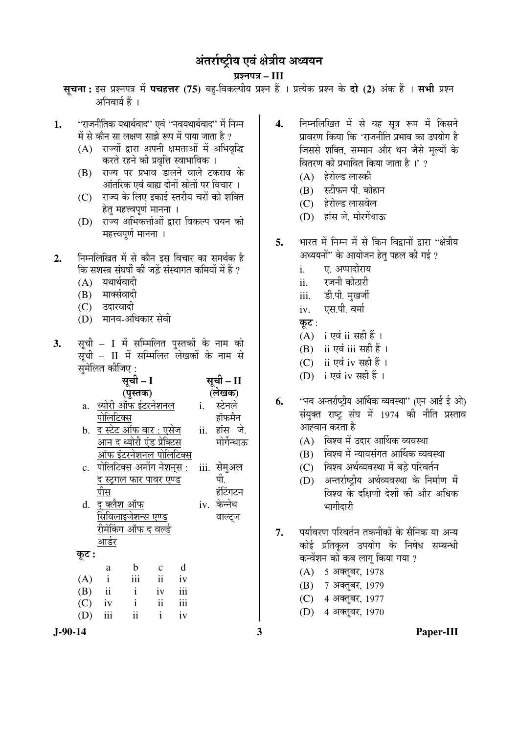# अंतर्राष्ट्रीय एवं क्षेत्रीय अध्ययन

## प्रश्नपत्र – III

**सूचना :** इस प्रश्नपत्र में **पचहत्तर (75)** बहु-विकल्पीय प्रश्न हैं । प्रत्येक प्रश्न के **दो (2)** अंक हैं । **सभी** प्रश्न अनिवार्य हैं ।

**1.** "राजनीतिक यथार्थवाद" एवं "नवयथार्थवाद" में निम्न में से कौन सा लक्षण साझे रूप में पाया जाता है ?

(A) राज्यों द्वारा अपनी क्षमताओं में अभिवृद्धि करते रहने की प्रवृत्ति स्वाभाविक ।

(B) राज्य पर प्रभाव डालने वाले टकराव के आंतरिक एवं बाह्य दोनों स्रोतों पर विचार ।

(C) राज्य के लिए इकाई स्तरीय चरों को शक्ति हेतु महत्त्वपूर्ण मानना ।

(D) राज्य अभिकर्त्ताओं द्वारा विकल्प चयन को महत्त्वपूर्ण मानना ।

**2.** निम्नलिखित में से कौन इस विचार का समर्थक है कि सशस्त्र संघर्षों की जड़ें संस्थागत कमियों में हैं ?

(A) यथार्थवादी

(B) मार्क्सवादी

(C) उदारवादी

(D) मानव-अधिकार सेवी

**3.** सूची – I में सम्मिलित पुस्तकों के नाम को सूची – II में सम्मिलित लेखकों के नाम से सुमेलित कीजिए :

| | सूची – I (पुस्तक) | | सूची – II (लेखक) |
|---|---|---|---|
| a. | थ्योरी ऑफ इंटरनेशनल पोलिटिक्स | i. | स्टेनले हॉफमैन |
| b. | द स्टेट ऑफ वार : एसेज आन द थ्योरी एंड प्रेक्टिस ऑफ इंटरनेशनल पोलिटिक्स | ii. | हांस जे. मोर्गेन्थाऊ |
| c. | पोलिटिक्स अमोंग नेशन्स : द स्ट्रगल फार पावर एण्ड पीस | iii. | सेमुअल पी. हंटिंगटन |
| d. | द क्लैश ऑफ सिविलाइजेशन्स एण्ड रीमेकिंग ऑफ द वर्ल्ड आर्डर | iv. | केन्नेथ वाल्ट्ज |

**कूट :**

| | a | b | c | d |
|---|---|---|---|---|
| (A) | i | iii | ii | iv |
| (B) | ii | i | iv | iii |
| (C) | iv | i | ii | iii |
| (D) | iii | ii | i | iv |

**4.** निम्नलिखित में से यह सूत्र रूप में किसने प्रावरण किया कि 'राजनीति प्रभाव का उपयोग है जिससे शक्ति, सम्मान और धन जैसे मूल्यों के वितरण को प्रभावित किया जाता है ।' ?

(A) हेरोल्ड लास्की

(B) स्टीफन पी. कोहान

(C) हेरोल्ड लासवेल

(D) हांस जे. मोरगेंथाऊ

**5.** भारत में निम्न में से किन विद्वानों द्वारा "क्षेत्रीय अध्ययनों" के आयोजन हेतु पहल की गई ?

i. ए. अप्पादोराय

ii. रजनी कोठारी

iii. डी.पी. मुखर्जी

iv. एस.पी. वर्मा

**कूट :**

(A) i एवं ii सही हैं ।

(B) ii एवं iii सही हैं ।

(C) ii एवं iv सही हैं ।

(D) i एवं iv सही हैं ।

**6.** "नव अन्तर्राष्ट्रीय आर्थिक व्यवस्था" (एन आई ई ओ) संयुक्त राष्ट्र संघ में 1974 की नीति प्रस्ताव आह्वान करता है

(A) विश्व में उदार आर्थिक व्यवस्था

(B) विश्व में न्यायसंगत आर्थिक व्यवस्था

(C) विश्व अर्थव्यवस्था में बड़े परिवर्तन

(D) अन्तर्राष्ट्रीय अर्थव्यवस्था के निर्माण में विश्व के दक्षिणी देशों की और अधिक भागीदारी

**7.** पर्यावरण परिवर्तन तकनीकों के सैनिक या अन्य कोई प्रतिकूल उपयोग के निषेध सम्बन्धी कन्वेंशन को कब लागू किया गया ?

(A) 5 अक्तूबर, 1978

(B) 7 अक्तूबर, 1979

(C) 4 अक्तूबर, 1977

(D) 4 अक्तूबर, 1970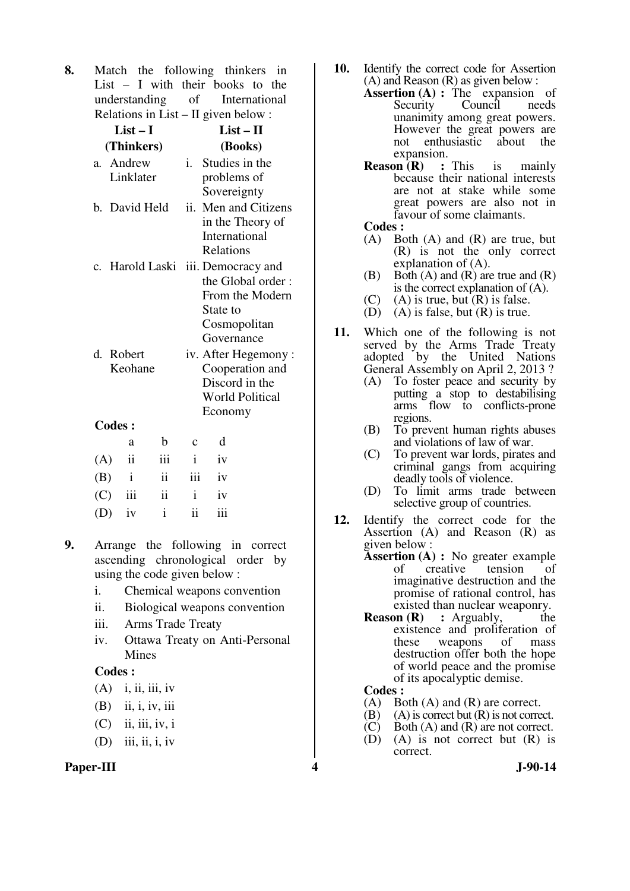**8.** Match the following thinkers in List – I with their books to the understanding of International Relations in List – II given below :

| List – I (Thinkers) | List – II (Books) |
|---|---|
| a. Andrew Linklater | i. Studies in the problems of Sovereignty |
| b. David Held | ii. Men and Citizens in the Theory of International Relations |
| c. Harold Laski | iii. Democracy and the Global order : From the Modern State to Cosmopolitan Governance |
| d. Robert Keohane | iv. After Hegemony : Cooperation and Discord in the World Political Economy |

**Codes :**

| | a | b | c | d |
|---|---|---|---|---|
| (A) | ii | iii | i | iv |
| (B) | i | ii | iii | iv |
| (C) | iii | ii | i | iv |
| (D) | iv | i | ii | iii |

**9.** Arrange the following in correct ascending chronological order by using the code given below :

i. Chemical weapons convention
ii. Biological weapons convention
iii. Arms Trade Treaty
iv. Ottawa Treaty on Anti-Personal Mines

**Codes :**

(A) i, ii, iii, iv
(B) ii, i, iv, iii
(C) ii, iii, iv, i
(D) iii, ii, i, iv

**10.** Identify the correct code for Assertion (A) and Reason (R) as given below :

**Assertion (A) :** The expansion of Security Council needs unanimity among great powers. However the great powers are not enthusiastic about the expansion.

**Reason (R) :** This is mainly because their national interests are not at stake while some great powers are also not in favour of some claimants.

**Codes :**

(A) Both (A) and (R) are true, but (R) is not the only correct explanation of (A).
(B) Both (A) and (R) are true and (R) is the correct explanation of (A).
(C) (A) is true, but (R) is false.
(D) (A) is false, but (R) is true.

**11.** Which one of the following is not served by the Arms Trade Treaty adopted by the United Nations General Assembly on April 2, 2013 ?

(A) To foster peace and security by putting a stop to destabilising arms flow to conflicts-prone regions.
(B) To prevent human rights abuses and violations of law of war.
(C) To prevent war lords, pirates and criminal gangs from acquiring deadly tools of violence.
(D) To limit arms trade between selective group of countries.

**12.** Identify the correct code for the Assertion (A) and Reason (R) as given below :

**Assertion (A) :** No greater example of creative tension of imaginative destruction and the promise of rational control, has existed than nuclear weaponry.

**Reason (R) :** Arguably, the existence and proliferation of these weapons of mass destruction offer both the hope of world peace and the promise of its apocalyptic demise.

**Codes :**

(A) Both (A) and (R) are correct.
(B) (A) is correct but (R) is not correct.
(C) Both (A) and (R) are not correct.
(D) (A) is not correct but (R) is correct.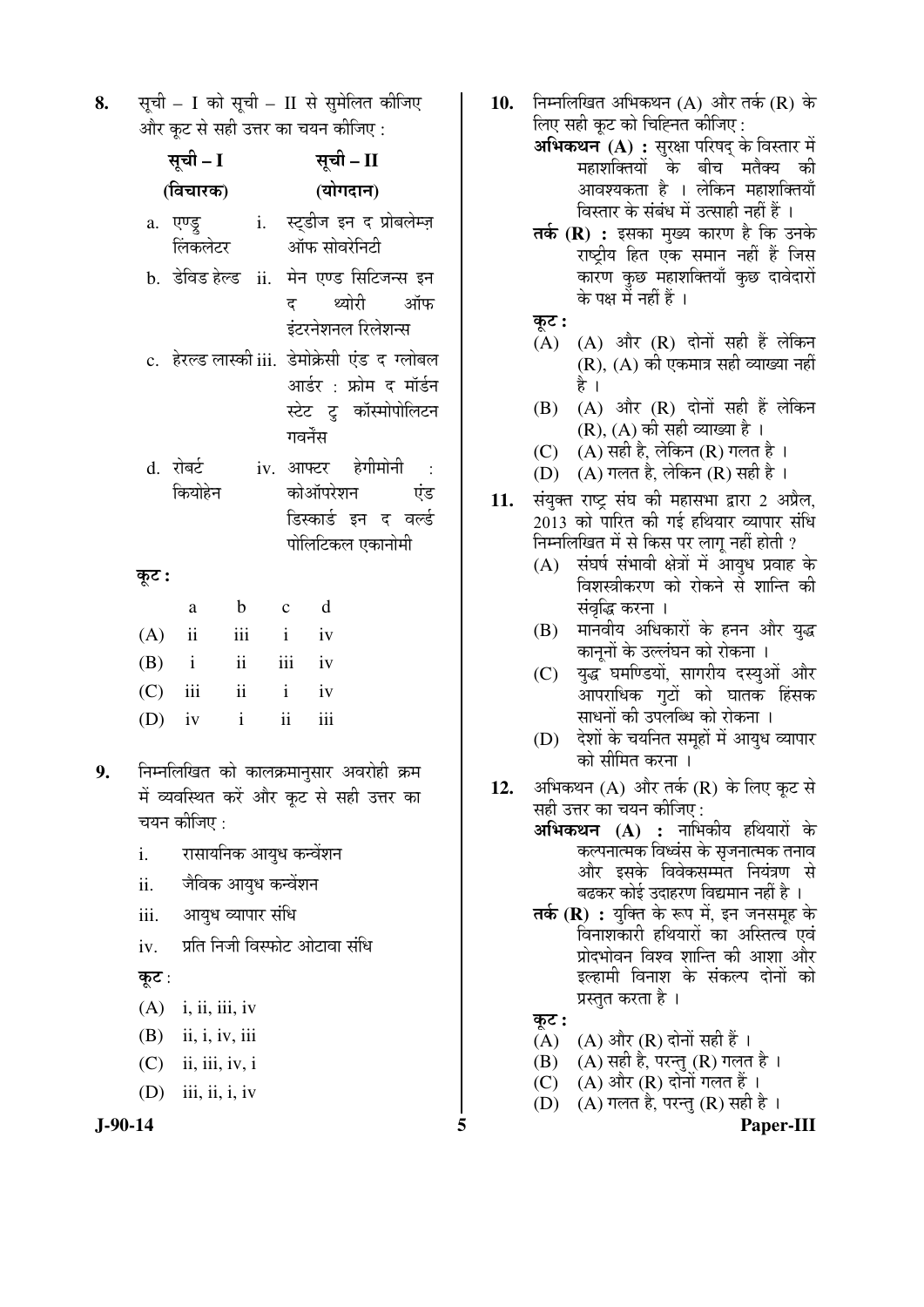**8.** सूची – I को सूची – II से सुमेलित कीजिए और कूट से सही उत्तर का चयन कीजिए :

| सूची – I (विचारक) | | सूची – II (योगदान) |
|---|---|---|
| a. एण्ड्रु लिंकलेटर | i. | स्टडीज इन द प्रोबलेम्ज़ ऑफ सोवरेनिटी |
| b. डेविड हेल्ड | ii. | मेन एण्ड सिटिजन्स इन द थ्योरी ऑफ इंटरनेशनल रिलेशन्स |
| c. हेरल्ड लास्की | iii. | डेमोक्रेसी एंड द ग्लोबल आर्डर : फ्रोम द मॉडर्न स्टेट टु कॉस्मोपोलिटन गवर्नेंस |
| d. रोबर्ट कियोहेन | iv. | आफ्टर हेगीमोनी : कोऑपरेशन एंड डिस्कार्ड इन द वर्ल्ड पोलिटिकल एकानोमी |

**कूट :**

| | a | b | c | d |
|---|---|---|---|---|
| (A) | ii | iii | i | iv |
| (B) | i | ii | iii | iv |
| (C) | iii | ii | i | iv |
| (D) | iv | i | ii | iii |

**9.** निम्नलिखित को कालक्रमानुसार अवरोही क्रम में व्यवस्थित करें और कूट से सही उत्तर का चयन कीजिए :

i. रासायनिक आयुध कन्वेंशन
ii. जैविक आयुध कन्वेंशन
iii. आयुध व्यापार संधि
iv. प्रति निजी विस्फोट ओटावा संधि

**कूट** :

(A) i, ii, iii, iv
(B) ii, i, iv, iii
(C) ii, iii, iv, i
(D) iii, ii, i, iv

**10.** निम्नलिखित अभिकथन (A) और तर्क (R) के लिए सही कूट को चिह्नित कीजिए :

**अभिकथन (A) :** सुरक्षा परिषद् के विस्तार में महाशक्तियों के बीच मतैक्य की आवश्यकता है । लेकिन महाशक्तियाँ विस्तार के संबंध में उत्साही नहीं हैं ।

**तर्क (R) :** इसका मुख्य कारण है कि उनके राष्ट्रीय हित एक समान नहीं हैं जिस कारण कुछ महाशक्तियाँ कुछ दावेदारों के पक्ष में नहीं हैं ।

**कूट :**

(A) (A) और (R) दोनों सही हैं लेकिन (R), (A) की एकमात्र सही व्याख्या नहीं है ।
(B) (A) और (R) दोनों सही हैं लेकिन (R), (A) की सही व्याख्या है ।
(C) (A) सही है, लेकिन (R) गलत है ।
(D) (A) गलत है, लेकिन (R) सही है ।

**11.** संयुक्त राष्ट्र संघ की महासभा द्वारा 2 अप्रैल, 2013 को पारित की गई हथियार व्यापार संधि निम्नलिखित में से किस पर लागू नहीं होती ?

(A) संघर्ष संभावी क्षेत्रों में आयुध प्रवाह के विशस्त्रीकरण को रोकने से शान्ति की संवृद्धि करना ।
(B) मानवीय अधिकारों के हनन और युद्ध कानूनों के उल्लंघन को रोकना ।
(C) युद्ध घमण्डियों, सागरीय दस्युओं और आपराधिक गुटों को घातक हिंसक साधनों की उपलब्धि को रोकना ।
(D) देशों के चयनित समूहों में आयुध व्यापार को सीमित करना ।

**12.** अभिकथन (A) और तर्क (R) के लिए कूट से सही उत्तर का चयन कीजिए :

**अभिकथन (A) :** नाभिकीय हथियारों के कल्पनात्मक विध्वंस के सृजनात्मक तनाव और इसके विवेकसम्मत नियंत्रण से बढकर कोई उदाहरण विद्यमान नहीं है ।

**तर्क (R) :** युक्ति के रूप में, इन जनसमूह के विनाशकारी हथियारों का अस्तित्व एवं प्रोदभोवन विश्व शान्ति की आशा और इल्हामी विनाश के संकल्प दोनों को प्रस्तुत करता है ।

**कूट :**

(A) (A) और (R) दोनों सही हैं ।
(B) (A) सही है, परन्तु (R) गलत है ।
(C) (A) और (R) दोनों गलत हैं ।
(D) (A) गलत है, परन्तु (R) सही है ।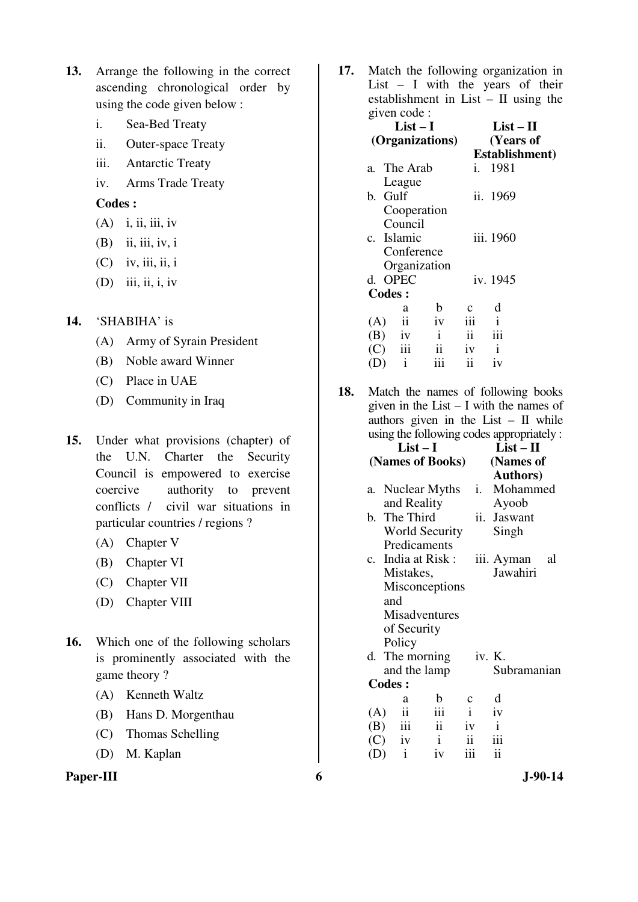13. Arrange the following in the correct ascending chronological order by using the code given below :

    i. Sea-Bed Treaty
    ii. Outer-space Treaty
    iii. Antarctic Treaty
    iv. Arms Trade Treaty

    **Codes :**

    (A) i, ii, iii, iv
    (B) ii, iii, iv, i
    (C) iv, iii, ii, i
    (D) iii, ii, i, iv

14. 'SHABIHA' is

    (A) Army of Syrain President
    (B) Noble award Winner
    (C) Place in UAE
    (D) Community in Iraq

15. Under what provisions (chapter) of the U.N. Charter the Security Council is empowered to exercise coercive authority to prevent conflicts / civil war situations in particular countries / regions ?

    (A) Chapter V
    (B) Chapter VI
    (C) Chapter VII
    (D) Chapter VIII

16. Which one of the following scholars is prominently associated with the game theory ?

    (A) Kenneth Waltz
    (B) Hans D. Morgenthau
    (C) Thomas Schelling
    (D) M. Kaplan

17. Match the following organization in List – I with the years of their establishment in List – II using the given code :

| **List – I (Organizations)** | **List – II (Years of Establishment)** |
|---|---|
| a. The Arab League | i. 1981 |
| b. Gulf Cooperation Council | ii. 1969 |
| c. Islamic Conference Organization | iii. 1960 |
| d. OPEC | iv. 1945 |

**Codes :**

| | a | b | c | d |
|---|---|---|---|---|
| (A) | ii | iv | iii | i |
| (B) | iv | i | ii | iii |
| (C) | iii | ii | iv | i |
| (D) | i | iii | ii | iv |

18. Match the names of following books given in the List – I with the names of authors given in the List – II while using the following codes appropriately :

| **List – I (Names of Books)** | **List – II (Names of Authors)** |
|---|---|
| a. Nuclear Myths and Reality | i. Mohammed Ayoob |
| b. The Third World Security Predicaments | ii. Jaswant Singh |
| c. India at Risk : Mistakes, Misconceptions and Misadventures of Security Policy | iii. Ayman al Jawahiri |
| d. The morning and the lamp | iv. K. Subramanian |

**Codes :**

| | a | b | c | d |
|---|---|---|---|---|
| (A) | ii | iii | i | iv |
| (B) | iii | ii | iv | i |
| (C) | iv | i | ii | iii |
| (D) | i | iv | iii | ii |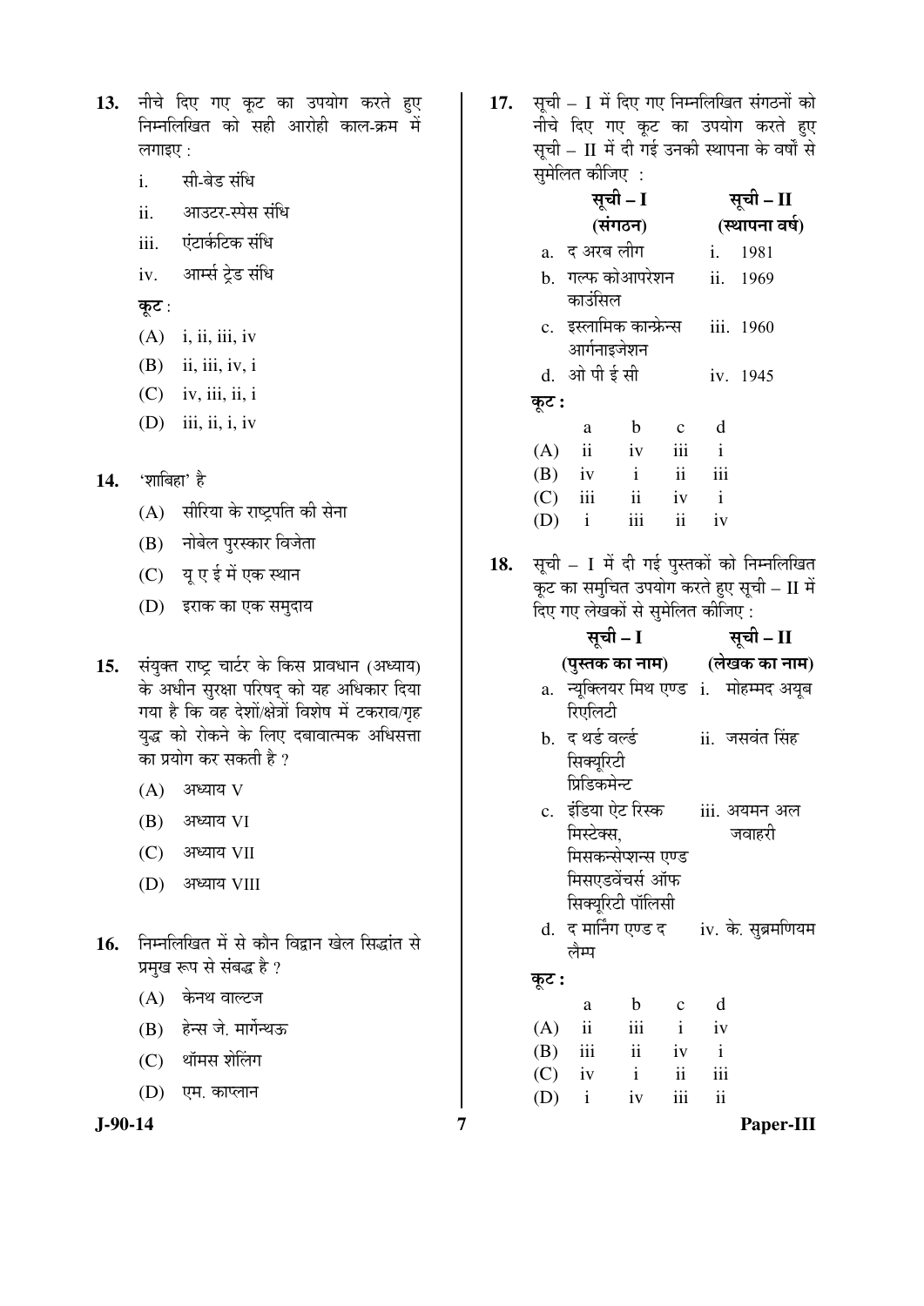**13.** नीचे दिए गए कूट का उपयोग करते हुए निम्नलिखित को सही आरोही काल-क्रम में लगाइए :

i. सी-बेड संधि

ii. आउटर-स्पेस संधि

iii. एंटार्कटिक संधि

iv. आर्म्स ट्रेड संधि

कूट :

(A) i, ii, iii, iv

(B) ii, iii, iv, i

(C) iv, iii, ii, i

(D) iii, ii, i, iv

**14.** 'शाबिहा' है

(A) सीरिया के राष्ट्रपति की सेना

(B) नोबेल पुरस्कार विजेता

(C) यू ए ई में एक स्थान

(D) इराक का एक समुदाय

**15.** संयुक्त राष्ट्र चार्टर के किस प्रावधान (अध्याय) के अधीन सुरक्षा परिषद् को यह अधिकार दिया गया है कि वह देशों/क्षेत्रों विशेष में टकराव/गृह युद्ध को रोकने के लिए दबावात्मक अधिसत्ता का प्रयोग कर सकती है ?

(A) अध्याय V

(B) अध्याय VI

(C) अध्याय VII

(D) अध्याय VIII

**16.** निम्नलिखित में से कौन विद्वान खेल सिद्धांत से प्रमुख रूप से संबद्ध है ?

(A) केनथ वाल्टज

(B) हेन्स जे. मार्गेन्थऊ

(C) थॉमस शेलिंग

(D) एम. काप्लान

**17.** सूची – I में दिए गए निम्नलिखित संगठनों को नीचे दिए गए कूट का उपयोग करते हुए सूची – II में दी गई उनकी स्थापना के वर्षों से सुमेलित कीजिए :

| सूची – I (संगठन) | सूची – II (स्थापना वर्ष) |
|---|---|
| a. द अरब लीग | i. 1981 |
| b. गल्फ कोआपरेशन काउंसिल | ii. 1969 |
| c. इस्लामिक कान्फ्रेन्स आर्गनाइजेशन | iii. 1960 |
| d. ओ पी ई सी | iv. 1945 |

कूट :

| | a | b | c | d |
|---|---|---|---|---|
| (A) | ii | iv | iii | i |
| (B) | iv | i | ii | iii |
| (C) | iii | ii | iv | i |
| (D) | i | iii | ii | iv |

**18.** सूची – I में दी गई पुस्तकों को निम्नलिखित कूट का समुचित उपयोग करते हुए सूची – II में दिए गए लेखकों से सुमेलित कीजिए :

| सूची – I (पुस्तक का नाम) | सूची – II (लेखक का नाम) |
|---|---|
| a. न्यूक्लियर मिथ एण्ड रिएलिटी | i. मोहम्मद अयूब |
| b. द थर्ड वर्ल्ड सिक्यूरिटी प्रिडिकमेन्ट | ii. जसवंत सिंह |
| c. इंडिया एट रिस्क मिस्टेक्स, मिसकन्सेप्शन्स एण्ड मिसएडवेंचर्स ऑफ सिक्यूरिटी पॉलिसी | iii. अयमन अल जवाहरी |
| d. द मार्निंग एण्ड द लैम्प | iv. के. सुब्रमणियम |

कूट :

| | a | b | c | d |
|---|---|---|---|---|
| (A) | ii | iii | i | iv |
| (B) | iii | ii | iv | i |
| (C) | iv | i | ii | iii |
| (D) | i | iv | iii | ii |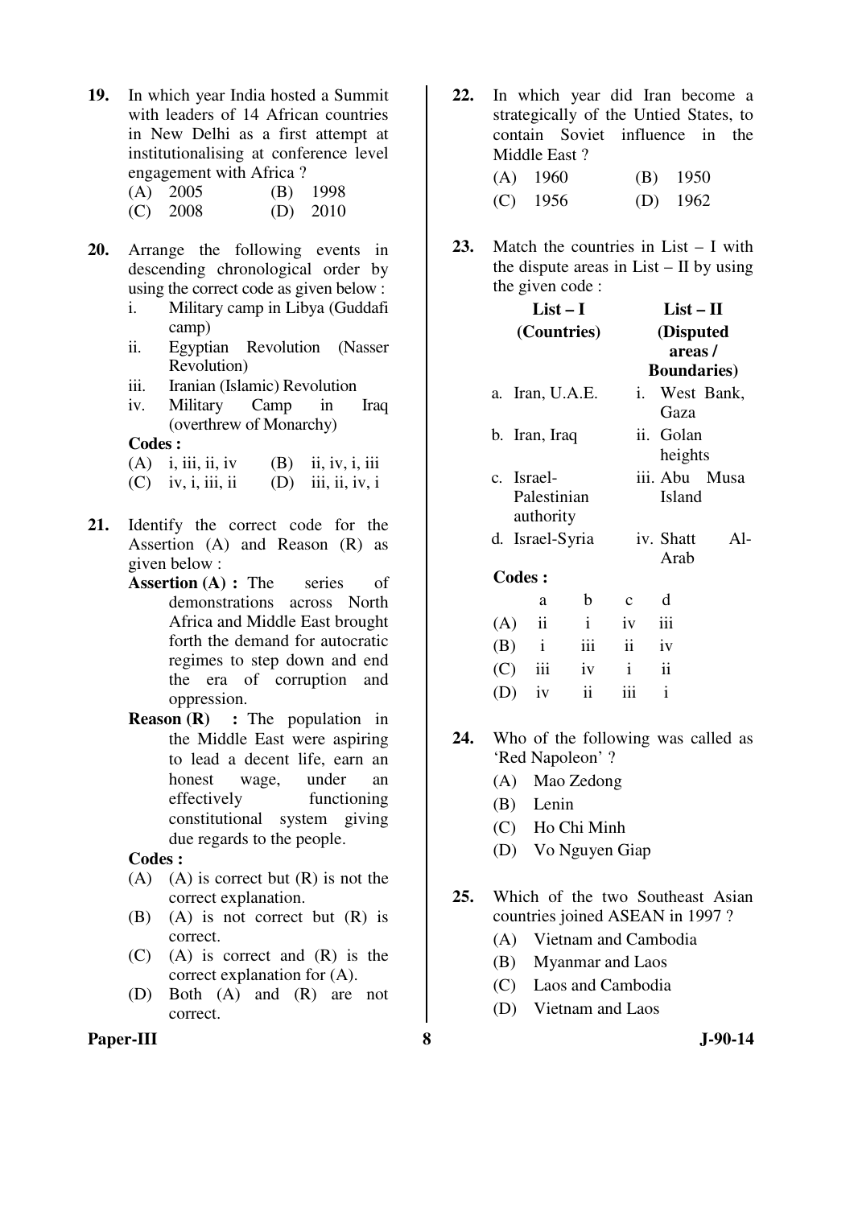**19.** In which year India hosted a Summit with leaders of 14 African countries in New Delhi as a first attempt at institutionalising at conference level engagement with Africa ?

(A) 2005 (B) 1998

(C) 2008 (D) 2010

**20.** Arrange the following events in descending chronological order by using the correct code as given below :

i. Military camp in Libya (Guddafi camp)

ii. Egyptian Revolution (Nasser Revolution)

iii. Iranian (Islamic) Revolution

iv. Military Camp in Iraq (overthrew of Monarchy)

**Codes :**

(A) i, iii, ii, iv (B) ii, iv, i, iii

(C) iv, i, iii, ii (D) iii, ii, iv, i

**21.** Identify the correct code for the Assertion (A) and Reason (R) as given below :

**Assertion (A) :** The series of demonstrations across North Africa and Middle East brought forth the demand for autocratic regimes to step down and end the era of corruption and oppression.

**Reason (R) :** The population in the Middle East were aspiring to lead a decent life, earn an honest wage, under an effectively functioning constitutional system giving due regards to the people.

**Codes :**

(A) (A) is correct but (R) is not the correct explanation.

(B) (A) is not correct but (R) is correct.

(C) (A) is correct and (R) is the correct explanation for (A).

(D) Both (A) and (R) are not correct.

**22.** In which year did Iran become a strategically of the Untied States, to contain Soviet influence in the Middle East ?

(A) 1960 (B) 1950

(C) 1956 (D) 1962

**23.** Match the countries in List – I with the dispute areas in List – II by using the given code :

| List – I (Countries) | List – II (Disputed areas / Boundaries) |
|---|---|
| a. Iran, U.A.E. | i. West Bank, Gaza |
| b. Iran, Iraq | ii. Golan heights |
| c. Israel-Palestinian authority | iii. Abu Musa Island |
| d. Israel-Syria | iv. Shatt Al-Arab |

**Codes :**

| | a | b | c | d |
|---|---|---|---|---|
| (A) | ii | i | iv | iii |
| (B) | i | iii | ii | iv |
| (C) | iii | iv | i | ii |
| (D) | iv | ii | iii | i |

**24.** Who of the following was called as 'Red Napoleon' ?

(A) Mao Zedong

(B) Lenin

(C) Ho Chi Minh

(D) Vo Nguyen Giap

**25.** Which of the two Southeast Asian countries joined ASEAN in 1997 ?

(A) Vietnam and Cambodia

(B) Myanmar and Laos

(C) Laos and Cambodia

(D) Vietnam and Laos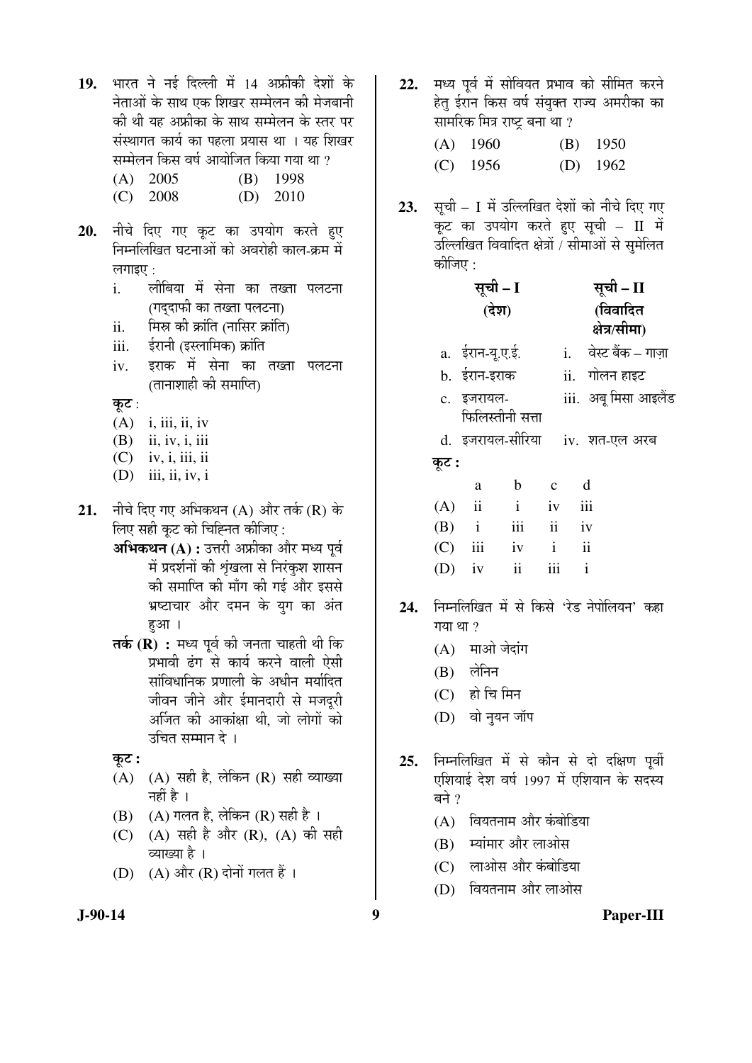19. भारत ने नई दिल्ली में 14 अफ्रीकी देशों के नेताओं के साथ एक शिखर सम्मेलन की मेजबानी की थी यह अफ्रीका के साथ सम्मेलन के स्तर पर संस्थागत कार्य का पहला प्रयास था । यह शिखर सम्मेलन किस वर्ष आयोजित किया गया था ?
   (A) 2005 (B) 1998
   (C) 2008 (D) 2010

20. नीचे दिए गए कूट का उपयोग करते हुए निम्नलिखित घटनाओं को अवरोही काल-क्रम में लगाइए :
   i. लीबिया में सेना का तख्ता पलटना (गद्दाफी का तख्ता पलटना)
   ii. मिस्र की क्रांति (नासिर क्रांति)
   iii. ईरानी (इस्लामिक) क्रांति
   iv. इराक में सेना का तख्ता पलटना (तानाशाही की समाप्ति)

   **कूट** :
   (A) i, iii, ii, iv
   (B) ii, iv, i, iii
   (C) iv, i, iii, ii
   (D) iii, ii, iv, i

21. नीचे दिए गए अभिकथन (A) और तर्क (R) के लिए सही कूट को चिह्नित कीजिए :
   **अभिकथन (A) :** उत्तरी अफ्रीका और मध्य पूर्व में प्रदर्शनों की श्रृंखला से निरंकुश शासन की समाप्ति की माँग की गई और इससे भ्रष्टाचार और दमन के युग का अंत हुआ ।
   **तर्क (R) :** मध्य पूर्व की जनता चाहती थी कि प्रभावी ढंग से कार्य करने वाली ऐसी सांविधानिक प्रणाली के अधीन मर्यादित जीवन जीने और ईमानदारी से मजदूरी अर्जित की आकांक्षा थी, जो लोगों को उचित सम्मान दे ।

   **कूट :**
   (A) (A) सही है, लेकिन (R) सही व्याख्या नहीं है ।
   (B) (A) गलत है, लेकिन (R) सही है ।
   (C) (A) सही है और (R), (A) की सही व्याख्या है ।
   (D) (A) और (R) दोनों गलत हैं ।

22. मध्य पूर्व में सोवियत प्रभाव को सीमित करने हेतु ईरान किस वर्ष संयुक्त राज्य अमरीका का सामरिक मित्र राष्ट्र बना था ?
   (A) 1960 (B) 1950
   (C) 1956 (D) 1962

23. सूची – I में उल्लिखित देशों को नीचे दिए गए कूट का उपयोग करते हुए सूची – II में उल्लिखित विवादित क्षेत्रों / सीमाओं से सुमेलित कीजिए :

| सूची – I (देश) | सूची – II (विवादित क्षेत्र/सीमा) |
|---|---|
| a. ईरान-यू.ए.ई. | i. वेस्ट बैंक – गाज़ा |
| b. ईरान-इराक | ii. गोलन हाइट |
| c. इजरायल-फिलिस्तीनी सत्ता | iii. अबू मिसा आइलैंड |
| d. इजरायल-सीरिया | iv. शत-एल अरब |

   **कूट :**

| | a | b | c | d |
|---|---|---|---|---|
| (A) | ii | i | iv | iii |
| (B) | i | iii | ii | iv |
| (C) | iii | iv | i | ii |
| (D) | iv | ii | iii | i |

24. निम्नलिखित में से किसे 'रेड नेपोलियन' कहा गया था ?
   (A) माओ जेदांग
   (B) लेनिन
   (C) हो चि मिन
   (D) वो नुयन जॉप

25. निम्नलिखित में से कौन से दो दक्षिण पूर्वी एशियाई देश वर्ष 1997 में एशियान के सदस्य बने ?
   (A) वियतनाम और कंबोडिया
   (B) म्यांमार और लाओस
   (C) लाओस और कंबोडिया
   (D) वियतनाम और लाओस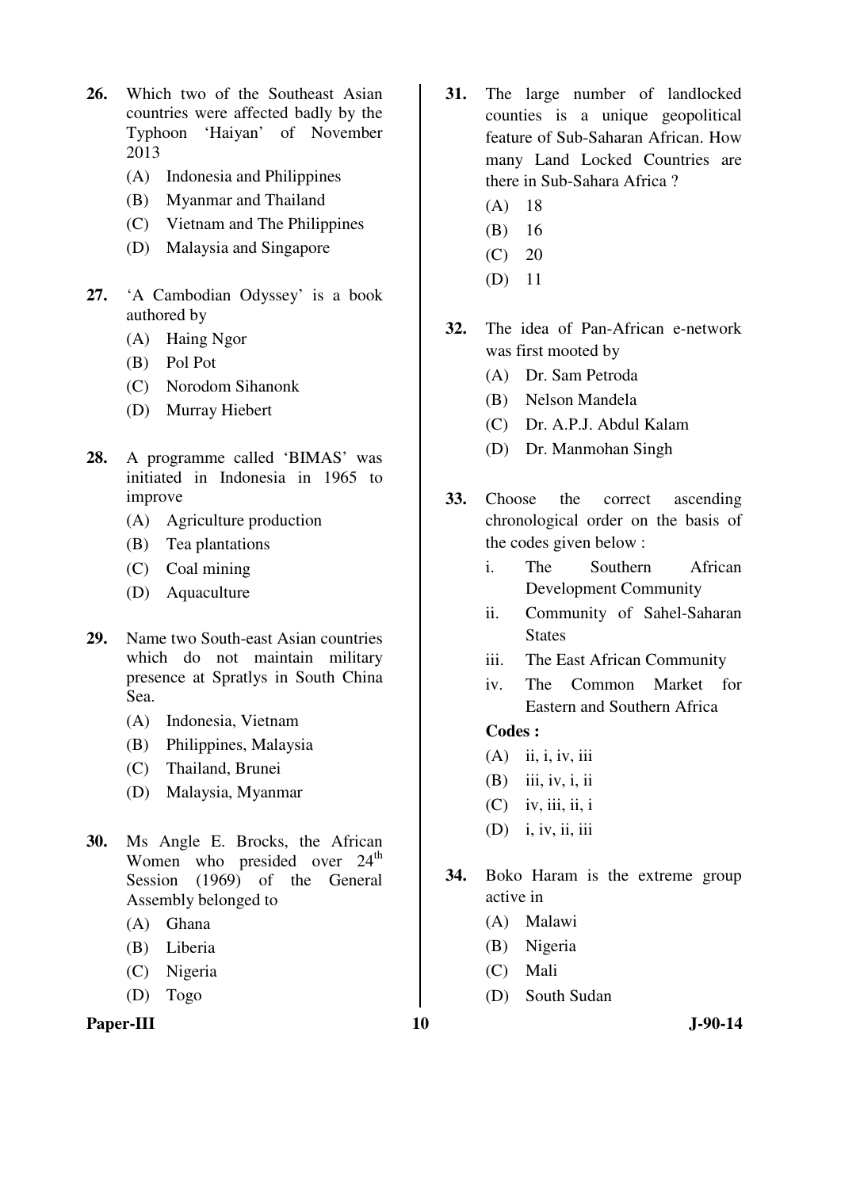**26.** Which two of the Southeast Asian countries were affected badly by the Typhoon 'Haiyan' of November 2013

(A) Indonesia and Philippines

(B) Myanmar and Thailand

(C) Vietnam and The Philippines

(D) Malaysia and Singapore

**27.** 'A Cambodian Odyssey' is a book authored by

(A) Haing Ngor

(B) Pol Pot

(C) Norodom Sihanonk

(D) Murray Hiebert

**28.** A programme called 'BIMAS' was initiated in Indonesia in 1965 to improve

(A) Agriculture production

(B) Tea plantations

(C) Coal mining

(D) Aquaculture

**29.** Name two South-east Asian countries which do not maintain military presence at Spratlys in South China Sea.

(A) Indonesia, Vietnam

(B) Philippines, Malaysia

(C) Thailand, Brunei

(D) Malaysia, Myanmar

**30.** Ms Angle E. Brocks, the African Women who presided over 24th Session (1969) of the General Assembly belonged to

(A) Ghana

(B) Liberia

(C) Nigeria

(D) Togo

**31.** The large number of landlocked counties is a unique geopolitical feature of Sub-Saharan African. How many Land Locked Countries are there in Sub-Sahara Africa ?

(A) 18

(B) 16

(C) 20

(D) 11

**32.** The idea of Pan-African e-network was first mooted by

(A) Dr. Sam Petroda

(B) Nelson Mandela

(C) Dr. A.P.J. Abdul Kalam

(D) Dr. Manmohan Singh

**33.** Choose the correct ascending chronological order on the basis of the codes given below :

i. The Southern African Development Community

ii. Community of Sahel-Saharan States

iii. The East African Community

iv. The Common Market for Eastern and Southern Africa

**Codes :**

(A) ii, i, iv, iii

(B) iii, iv, i, ii

(C) iv, iii, ii, i

(D) i, iv, ii, iii

**34.** Boko Haram is the extreme group active in

(A) Malawi

(B) Nigeria

(C) Mali

(D) South Sudan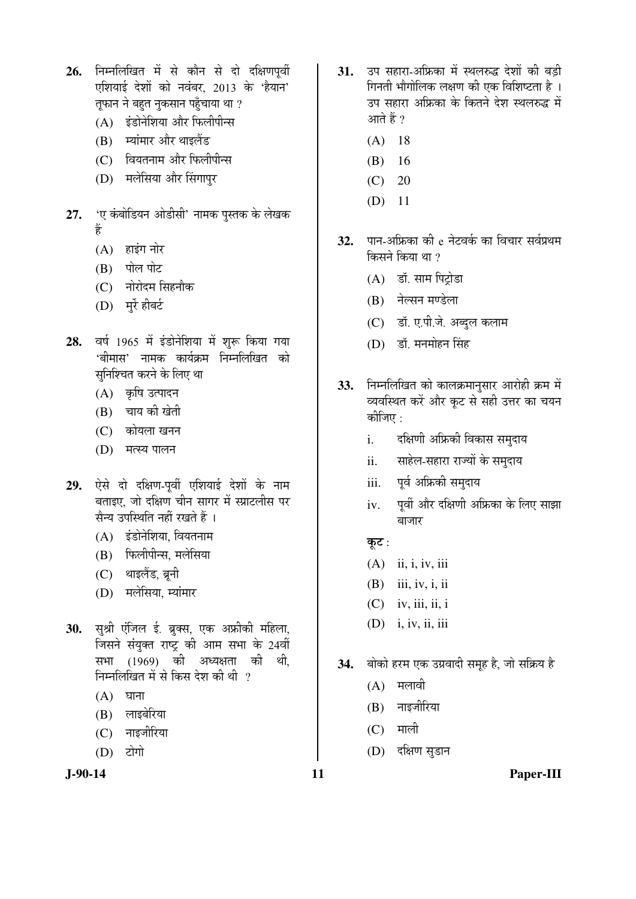26. निम्नलिखित में से कौन से दो दक्षिणपूर्वी एशियाई देशों को नवंबर, 2013 के 'हैयान' तूफान ने बहुत नुकसान पहुँचाया था ?
    - (A) इंडोनेशिया और फिलीपीन्स
    - (B) म्यांमार और थाइलैंड
    - (C) वियतनाम और फिलीपीन्स
    - (D) मलेसिया और सिंगापुर

27. 'ए कंबोडियन ओडीसी' नामक पुस्तक के लेखक हैं
    - (A) हाइंग नोर
    - (B) पोल पोट
    - (C) नोरोदम सिहनौक
    - (D) मुर्रे हीबर्ट

28. वर्ष 1965 में इंडोनेशिया में शुरू किया गया 'बीमास' नामक कार्यक्रम निम्नलिखित को सुनिश्चित करने के लिए था
    - (A) कृषि उत्पादन
    - (B) चाय की खेती
    - (C) कोयला खनन
    - (D) मत्स्य पालन

29. ऐसे दो दक्षिण-पूर्वी एशियाई देशों के नाम बताइए, जो दक्षिण चीन सागर में स्प्राटलीस पर सैन्य उपस्थिति नहीं रखते हैं ।
    - (A) इंडोनेशिया, वियतनाम
    - (B) फिलीपीन्स, मलेसिया
    - (C) थाइलैंड, ब्रूनी
    - (D) मलेसिया, म्यांमार

30. सुश्री एंजिल ई. ब्रुक्स, एक अफ्रीकी महिला, जिसने संयुक्त राष्ट्र की आम सभा के 24वीं सभा (1969) की अध्यक्षता की थी, निम्नलिखित में से किस देश की थी ?
    - (A) घाना
    - (B) लाइबेरिया
    - (C) नाइजीरिया
    - (D) टोगो

31. उप सहारा-अफ्रिका में स्थलरुद्ध देशों की बड़ी गिनती भौगोलिक लक्षण की एक विशिष्टता है । उप सहारा अफ्रिका के कितने देश स्थलरुद्ध में आते हैं ?
    - (A) 18
    - (B) 16
    - (C) 20
    - (D) 11

32. पान-अफ्रिका की e नेटवर्क का विचार सर्वप्रथम किसने किया था ?
    - (A) डॉ. साम पिट्रोडा
    - (B) नेल्सन मण्डेला
    - (C) डॉ. ए.पी.जे. अब्दुल कलाम
    - (D) डॉ. मनमोहन सिंह

33. निम्नलिखित को कालक्रमानुसार आरोही क्रम में व्यवस्थित करें और कूट से सही उत्तर का चयन कीजिए :
    - i. दक्षिणी अफ्रिकी विकास समुदाय
    - ii. साहेल-सहारा राज्यों के समुदाय
    - iii. पूर्व अफ्रिकी समुदाय
    - iv. पूर्वी और दक्षिणी अफ्रिका के लिए साझा बाजार

    **कूट :**
    - (A) ii, i, iv, iii
    - (B) iii, iv, i, ii
    - (C) iv, iii, ii, i
    - (D) i, iv, ii, iii

34. बोको हरम एक उग्रवादी समूह है, जो सक्रिय है
    - (A) मलावी
    - (B) नाइजीरिया
    - (C) माली
    - (D) दक्षिण सुडान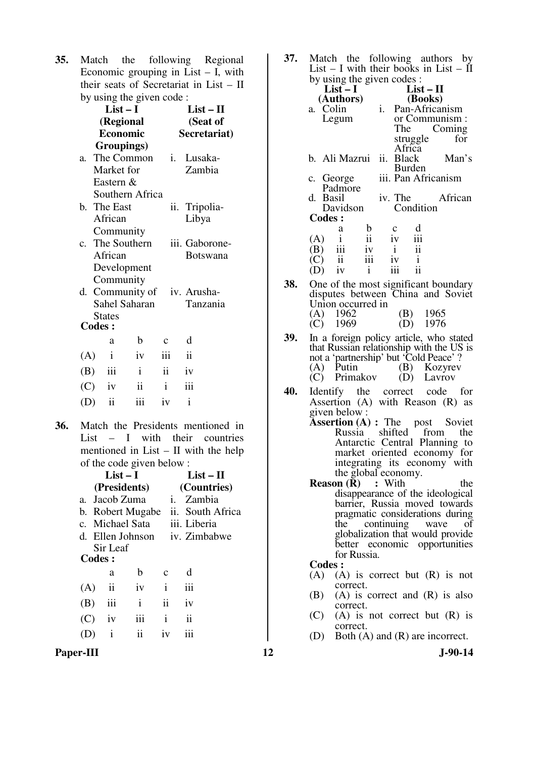35. Match the following Regional Economic grouping in List – I, with their seats of Secretariat in List – II by using the given code :

| List – I (Regional Economic Groupings) | List – II (Seat of Secretariat) |
|---|---|
| a. The Common Market for Eastern & Southern Africa | i. Lusaka-Zambia |
| b. The East African Community | ii. Tripolia-Libya |
| c. The Southern African Development Community | iii. Gaborone-Botswana |
| d. Community of Sahel Saharan States | iv. Arusha-Tanzania |

**Codes :**

| | a | b | c | d |
|---|---|---|---|---|
| (A) | i | iv | iii | ii |
| (B) | iii | i | ii | iv |
| (C) | iv | ii | i | iii |
| (D) | ii | iii | iv | i |

36. Match the Presidents mentioned in List – I with their countries mentioned in List – II with the help of the code given below :

| List – I (Presidents) | List – II (Countries) |
|---|---|
| a. Jacob Zuma | i. Zambia |
| b. Robert Mugabe | ii. South Africa |
| c. Michael Sata | iii. Liberia |
| d. Ellen Johnson Sir Leaf | iv. Zimbabwe |

**Codes :**

| | a | b | c | d |
|---|---|---|---|---|
| (A) | ii | iv | i | iii |
| (B) | iii | i | ii | iv |
| (C) | iv | iii | i | ii |
| (D) | i | ii | iv | iii |

37. Match the following authors by List – I with their books in List – II by using the given codes :

| List – I (Authors) | List – II (Books) |
|---|---|
| a. Colin Legum | i. Pan-Africanism or Communism : The Coming struggle for Africa |
| b. Ali Mazrui | ii. Black Man's Burden |
| c. George Padmore | iii. Pan Africanism |
| d. Basil Davidson | iv. The African Condition |

**Codes :**

| | a | b | c | d |
|---|---|---|---|---|
| (A) | i | ii | iv | iii |
| (B) | iii | iv | i | ii |
| (C) | ii | iii | iv | i |
| (D) | iv | i | iii | ii |

38. One of the most significant boundary disputes between China and Soviet Union occurred in

(A) 1962 (B) 1965
(C) 1969 (D) 1976

39. In a foreign policy article, who stated that Russian relationship with the US is not a 'partnership' but 'Cold Peace' ?

(A) Putin (B) Kozyrev
(C) Primakov (D) Lavrov

40. Identify the correct code for Assertion (A) with Reason (R) as given below :

**Assertion (A) :** The post Soviet Russia shifted from the Antarctic Central Planning to market oriented economy for integrating its economy with the global economy.

**Reason (R) :** With the disappearance of the ideological barrier, Russia moved towards pragmatic considerations during the continuing wave of globalization that would provide better economic opportunities for Russia.

**Codes :**

(A) (A) is correct but (R) is not correct.
(B) (A) is correct and (R) is also correct.
(C) (A) is not correct but (R) is correct.
(D) Both (A) and (R) are incorrect.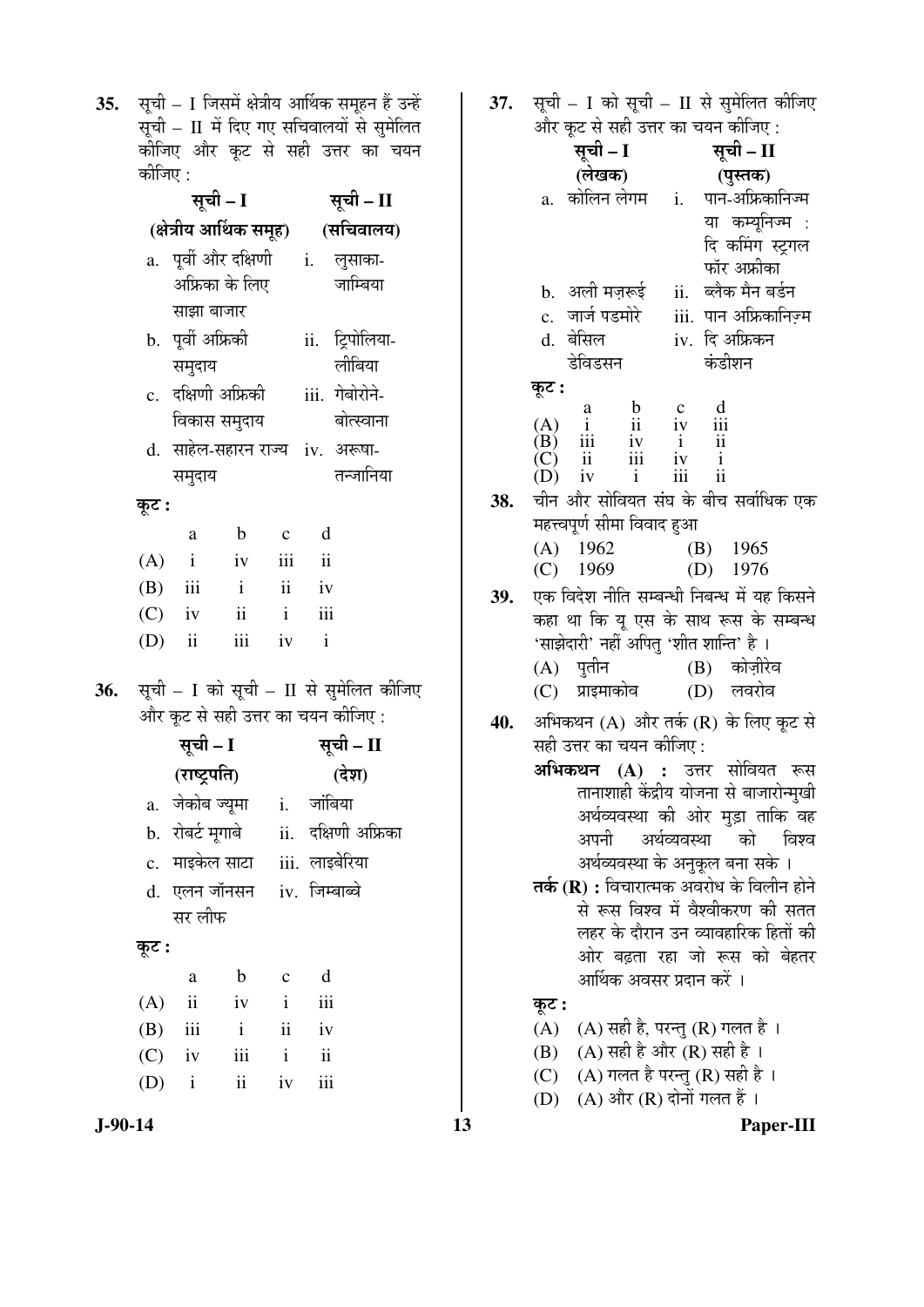35. सूची – I जिसमें क्षेत्रीय आर्थिक समूहन हैं उन्हें सूची – II में दिए गए सचिवालयों से सुमेलित कीजिए और कूट से सही उत्तर का चयन कीजिए :

| सूची – I (क्षेत्रीय आर्थिक समूह) | सूची – II (सचिवालय) |
|---|---|
| a. पूर्वी और दक्षिणी अफ्रिका के लिए साझा बाजार | i. लुसाका-जाम्बिया |
| b. पूर्वी अफ्रिकी समुदाय | ii. ट्रिपोलिया-लीबिया |
| c. दक्षिणी अफ्रिकी विकास समुदाय | iii. गेबोरोने-बोत्स्वाना |
| d. साहेल-सहारन राज्य समुदाय | iv. अरूषा-तन्जानिया |

**कूट :**

| | a | b | c | d |
|---|---|---|---|---|
| (A) | i | iv | iii | ii |
| (B) | iii | i | ii | iv |
| (C) | iv | ii | i | iii |
| (D) | ii | iii | iv | i |

36. सूची – I को सूची – II से सुमेलित कीजिए और कूट से सही उत्तर का चयन कीजिए :

| सूची – I (राष्ट्रपति) | सूची – II (देश) |
|---|---|
| a. जेकोब ज्यूमा | i. जांबिया |
| b. रोबर्ट मूगाबे | ii. दक्षिणी अफ्रिका |
| c. माइकेल साटा | iii. लाइबेरिया |
| d. एलन जॉनसन सर लीफ | iv. जिम्बाब्वे |

**कूट :**

| | a | b | c | d |
|---|---|---|---|---|
| (A) | ii | iv | i | iii |
| (B) | iii | i | ii | iv |
| (C) | iv | iii | i | ii |
| (D) | i | ii | iv | iii |

37. सूची – I को सूची – II से सुमेलित कीजिए और कूट से सही उत्तर का चयन कीजिए :

| सूची – I (लेखक) | सूची – II (पुस्तक) |
|---|---|
| a. कोलिन लेगम | i. पान-अफ्रिकानिज्म या कम्यूनिज्म : दि कमिंग स्ट्रगल फॉर अफ्रीका |
| b. अली मज़रूई | ii. ब्लैक मैन बर्डन |
| c. जार्ज पडमोरे | iii. पान अफ्रिकानिज़्म |
| d. बेसिल डेविडसन | iv. दि अफ्रिकन कंडीशन |

**कूट :**

| | a | b | c | d |
|---|---|---|---|---|
| (A) | i | ii | iv | iii |
| (B) | iii | iv | i | ii |
| (C) | ii | iii | iv | i |
| (D) | iv | i | iii | ii |

38. चीन और सोवियत संघ के बीच सर्वाधिक एक महत्त्वपूर्ण सीमा विवाद हुआ

(A) 1962
(B) 1965
(C) 1969
(D) 1976

39. एक विदेश नीति सम्बन्धी निबन्ध में यह किसने कहा था कि यू एस के साथ रूस के सम्बन्ध 'साझेदारी' नहीं अपितु 'शीत शान्ति' है ।

(A) पुतीन
(B) कोज़ीरेव
(C) प्राइमाकोव
(D) लवरोव

40. अभिकथन (A) और तर्क (R) के लिए कूट से सही उत्तर का चयन कीजिए :

**अभिकथन (A) :** उत्तर सोवियत रूस तानाशाही केंद्रीय योजना से बाजारोन्मुखी अर्थव्यवस्था की ओर मुड़ा ताकि वह अपनी अर्थव्यवस्था को विश्व अर्थव्यवस्था के अनुकूल बना सके ।

**तर्क (R) :** विचारात्मक अवरोध के विलीन होने से रूस विश्व में वैश्वीकरण की सतत लहर के दौरान उन व्यावहारिक हितों की ओर बढ़ता रहा जो रूस को बेहतर आर्थिक अवसर प्रदान करें ।

**कूट :**

(A) (A) सही है, परन्तु (R) गलत है ।
(B) (A) सही है और (R) सही है ।
(C) (A) गलत है परन्तु (R) सही है ।
(D) (A) और (R) दोनों गलत हैं ।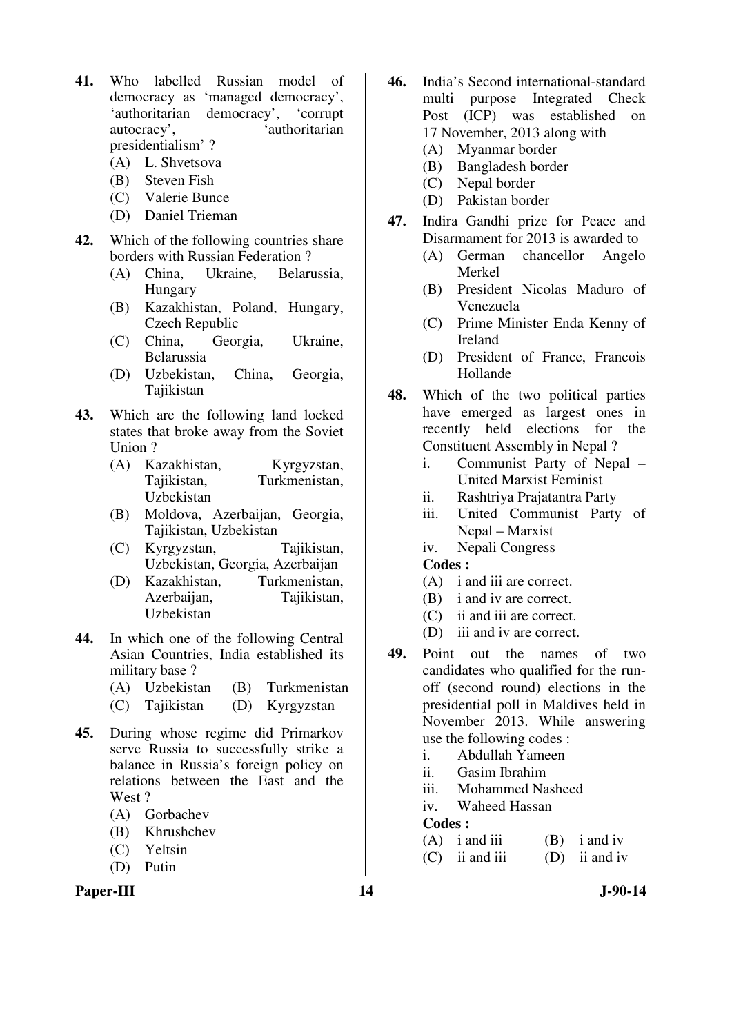**41.** Who labelled Russian model of democracy as 'managed democracy', 'authoritarian democracy', 'corrupt autocracy', 'authoritarian presidentialism' ?

(A) L. Shvetsova
(B) Steven Fish
(C) Valerie Bunce
(D) Daniel Trieman

**42.** Which of the following countries share borders with Russian Federation ?

(A) China, Ukraine, Belarussia, Hungary
(B) Kazakhistan, Poland, Hungary, Czech Republic
(C) China, Georgia, Ukraine, Belarussia
(D) Uzbekistan, China, Georgia, Tajikistan

**43.** Which are the following land locked states that broke away from the Soviet Union ?

(A) Kazakhistan, Kyrgyzstan, Tajikistan, Turkmenistan, Uzbekistan
(B) Moldova, Azerbaijan, Georgia, Tajikistan, Uzbekistan
(C) Kyrgyzstan, Tajikistan, Uzbekistan, Georgia, Azerbaijan
(D) Kazakhistan, Turkmenistan, Azerbaijan, Tajikistan, Uzbekistan

**44.** In which one of the following Central Asian Countries, India established its military base ?

(A) Uzbekistan
(B) Turkmenistan
(C) Tajikistan
(D) Kyrgyzstan

**45.** During whose regime did Primarkov serve Russia to successfully strike a balance in Russia's foreign policy on relations between the East and the West ?

(A) Gorbachev
(B) Khrushchev
(C) Yeltsin
(D) Putin

**46.** India's Second international-standard multi purpose Integrated Check Post (ICP) was established on 17 November, 2013 along with

(A) Myanmar border
(B) Bangladesh border
(C) Nepal border
(D) Pakistan border

**47.** Indira Gandhi prize for Peace and Disarmament for 2013 is awarded to

(A) German chancellor Angelo Merkel
(B) President Nicolas Maduro of Venezuela
(C) Prime Minister Enda Kenny of Ireland
(D) President of France, Francois Hollande

**48.** Which of the two political parties have emerged as largest ones in recently held elections for the Constituent Assembly in Nepal ?

i. Communist Party of Nepal – United Marxist Feminist
ii. Rashtriya Prajatantra Party
iii. United Communist Party of Nepal – Marxist
iv. Nepali Congress

**Codes :**

(A) i and iii are correct.
(B) i and iv are correct.
(C) ii and iii are correct.
(D) iii and iv are correct.

**49.** Point out the names of two candidates who qualified for the run-off (second round) elections in the presidential poll in Maldives held in November 2013. While answering use the following codes :

i. Abdullah Yameen
ii. Gasim Ibrahim
iii. Mohammed Nasheed
iv. Waheed Hassan

**Codes :**

(A) i and iii
(B) i and iv
(C) ii and iii
(D) ii and iv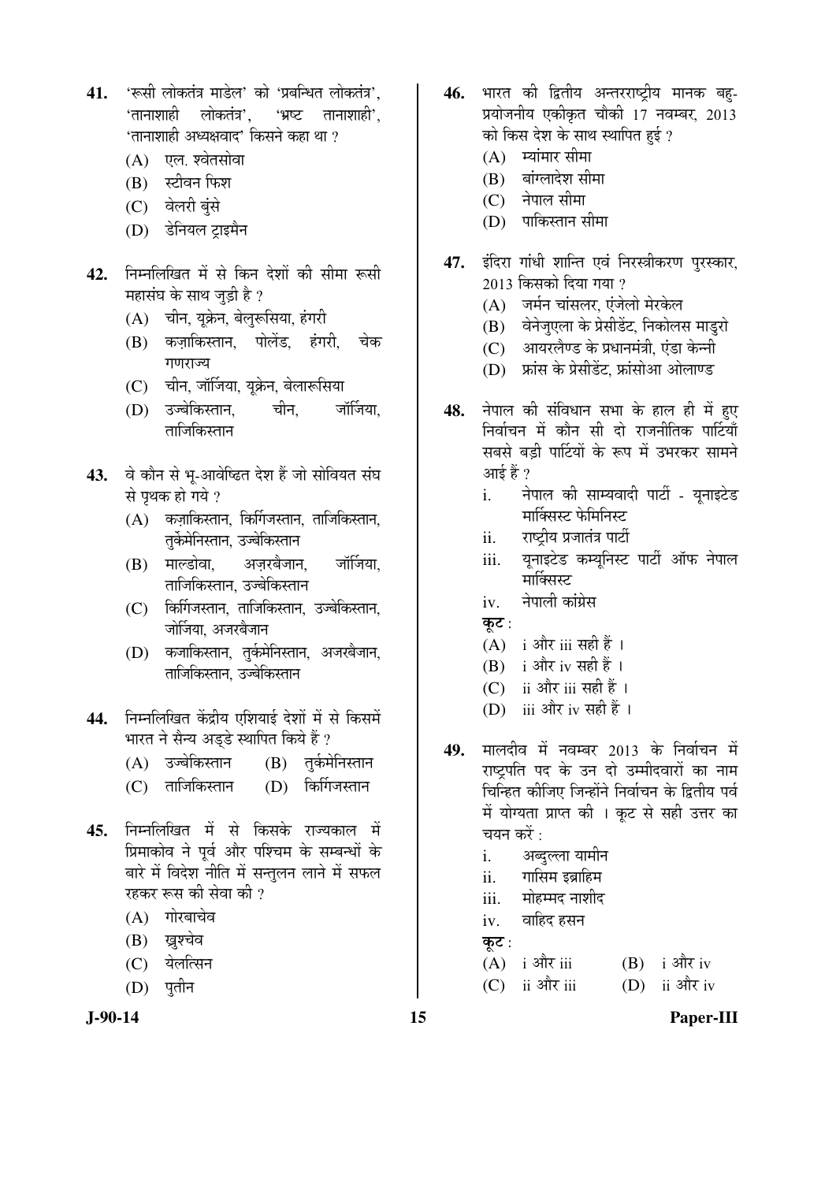**41.** 'रूसी लोकतंत्र माडेल' को 'प्रबन्धित लोकतंत्र', 'तानाशाही लोकतंत्र', 'भ्रष्ट तानाशाही', 'तानाशाही अध्यक्षवाद' किसने कहा था ?

(A) एल. श्वेतसोवा

(B) स्टीवन फिश

(C) वेलरी बुंसे

(D) डेनियल ट्राइमैन

**42.** निम्नलिखित में से किन देशों की सीमा रूसी महासंघ के साथ जुड़ी है ?

(A) चीन, यूक्रेन, बेलुरूसिया, हंगरी

(B) कज़ाकिस्तान, पोलेंड, हंगरी, चेक गणराज्य

(C) चीन, जॉर्जिया, यूक्रेन, बेलारूसिया

(D) उज्बेकिस्तान, चीन, जॉर्जिया, ताजिकिस्तान

**43.** वे कौन से भू-आवेष्ठित देश हैं जो सोवियत संघ से पृथक हो गये ?

(A) कज़ाकिस्तान, किर्गिजस्तान, ताजिकिस्तान, तुर्केमेनिस्तान, उज्बेकिस्तान

(B) माल्डोवा, अज़रबैजान, जॉर्जिया, ताजिकिस्तान, उज्बेकिस्तान

(C) किर्गिजस्तान, ताजिकिस्तान, उज्बेकिस्तान, जोर्जिया, अजरबैजान

(D) कजाकिस्तान, तुर्कमेनिस्तान, अजरबैजान, ताजिकिस्तान, उज्बेकिस्तान

**44.** निम्नलिखित केंद्रीय एशियाई देशों में से किसमें भारत ने सैन्य अड्डे स्थापित किये हैं ?

(A) उज्बेकिस्तान

(B) तुर्कमेनिस्तान

(C) ताजिकिस्तान

(D) किर्गिजस्तान

**45.** निम्नलिखित में से किसके राज्यकाल में प्रिमाकोव ने पूर्व और पश्चिम के सम्बन्धों के बारे में विदेश नीति में सन्तुलन लाने में सफल रहकर रूस की सेवा की ?

(A) गोरबाचेव

(B) ख्रुश्चेव

(C) येलत्सिन

(D) पुतीन

**46.** भारत की द्वितीय अन्तरराष्ट्रीय मानक बहु-प्रयोजनीय एकीकृत चौकी 17 नवम्बर, 2013 को किस देश के साथ स्थापित हुई ?

(A) म्यांमार सीमा

(B) बांग्लादेश सीमा

(C) नेपाल सीमा

(D) पाकिस्तान सीमा

**47.** इंदिरा गांधी शान्ति एवं निरस्त्रीकरण पुरस्कार, 2013 किसको दिया गया ?

(A) जर्मन चांसलर, एंजेलो मेरकेल

(B) वेनेजुएला के प्रेसीडेंट, निकोलस माडुरो

(C) आयरलैण्ड के प्रधानमंत्री, एंडा केन्नी

(D) फ्रांस के प्रेसीडेंट, फ्रांसोआ ओलाण्ड

**48.** नेपाल की संविधान सभा के हाल ही में हुए निर्वाचन में कौन सी दो राजनीतिक पार्टियाँ सबसे बड़ी पार्टियों के रूप में उभरकर सामने आई हैं ?

i. नेपाल की साम्यवादी पार्टी - यूनाइटेड मार्क्सिस्ट फेमिनिस्ट

ii. राष्ट्रीय प्रजातंत्र पार्टी

iii. यूनाइटेड कम्यूनिस्ट पार्टी ऑफ नेपाल मार्क्सिस्ट

iv. नेपाली कांग्रेस

**कूट** :

(A) i और iii सही हैं ।

(B) i और iv सही हैं ।

(C) ii और iii सही हैं ।

(D) iii और iv सही हैं ।

**49.** मालदीव में नवम्बर 2013 के निर्वाचन में राष्ट्रपति पद के उन दो उम्मीदवारों का नाम चिन्हित कीजिए जिन्होंने निर्वाचन के द्वितीय पर्व में योग्यता प्राप्त की । कूट से सही उत्तर का चयन करें :

i. अब्दुल्ला यामीन

ii. गासिम इब्राहिम

iii. मोहम्मद नाशीद

iv. वाहिद हसन

**कूट** :

(A) i और iii

(B) i और iv

(C) ii और iii

(D) ii और iv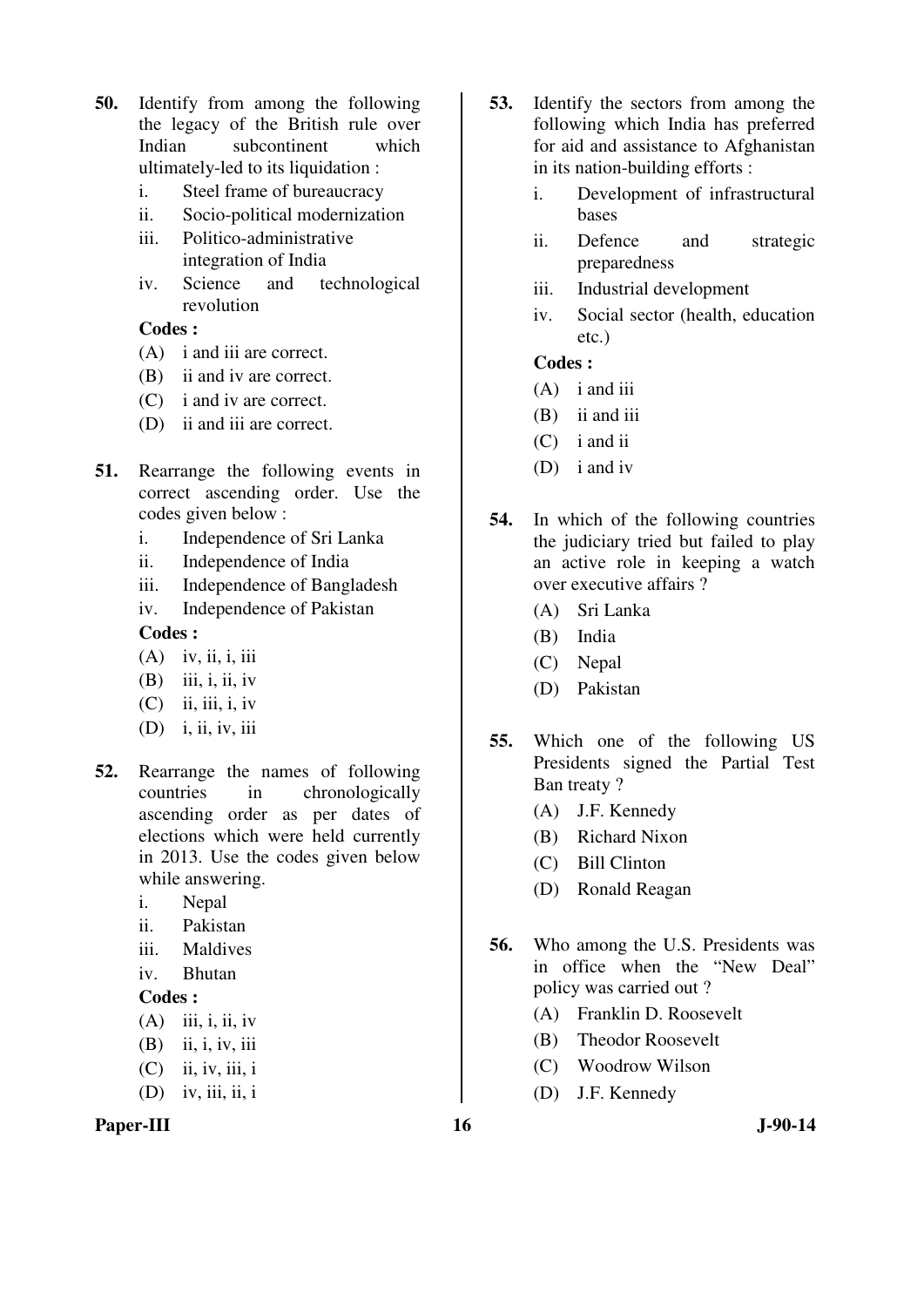**50.** Identify from among the following the legacy of the British rule over Indian subcontinent which ultimately-led to its liquidation :

i. Steel frame of bureaucracy

ii. Socio-political modernization

iii. Politico-administrative integration of India

iv. Science and technological revolution

**Codes :**

(A) i and iii are correct.

(B) ii and iv are correct.

(C) i and iv are correct.

(D) ii and iii are correct.

**51.** Rearrange the following events in correct ascending order. Use the codes given below :

i. Independence of Sri Lanka

ii. Independence of India

iii. Independence of Bangladesh

iv. Independence of Pakistan

**Codes :**

(A) iv, ii, i, iii

(B) iii, i, ii, iv

(C) ii, iii, i, iv

(D) i, ii, iv, iii

**52.** Rearrange the names of following countries in chronologically ascending order as per dates of elections which were held currently in 2013. Use the codes given below while answering.

i. Nepal

ii. Pakistan

iii. Maldives

iv. Bhutan

**Codes :**

(A) iii, i, ii, iv

(B) ii, i, iv, iii

(C) ii, iv, iii, i

(D) iv, iii, ii, i

**53.** Identify the sectors from among the following which India has preferred for aid and assistance to Afghanistan in its nation-building efforts :

i. Development of infrastructural bases

ii. Defence and strategic preparedness

iii. Industrial development

iv. Social sector (health, education etc.)

**Codes :**

(A) i and iii

(B) ii and iii

(C) i and ii

(D) i and iv

**54.** In which of the following countries the judiciary tried but failed to play an active role in keeping a watch over executive affairs ?

(A) Sri Lanka

(B) India

(C) Nepal

(D) Pakistan

**55.** Which one of the following US Presidents signed the Partial Test Ban treaty ?

(A) J.F. Kennedy

(B) Richard Nixon

(C) Bill Clinton

(D) Ronald Reagan

**56.** Who among the U.S. Presidents was in office when the "New Deal" policy was carried out ?

(A) Franklin D. Roosevelt

(B) Theodor Roosevelt

(C) Woodrow Wilson

(D) J.F. Kennedy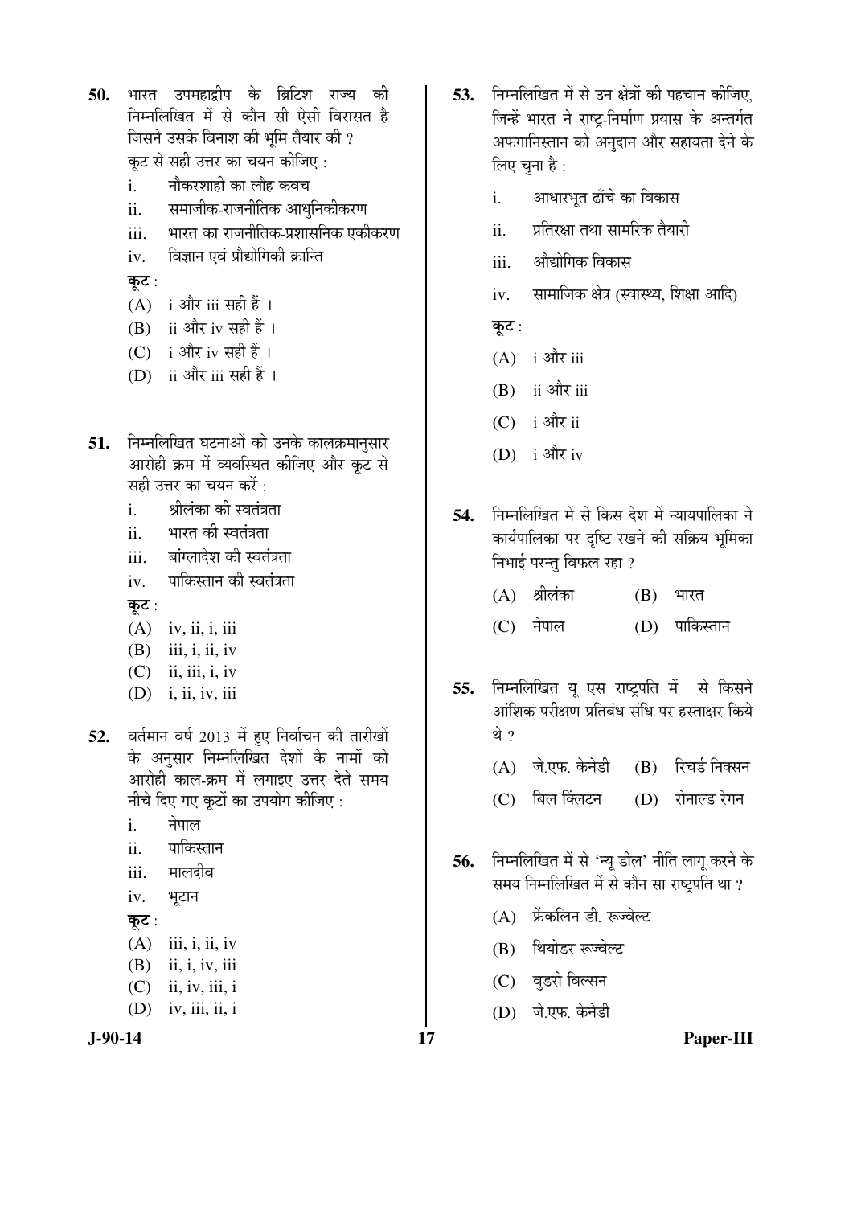50. भारत उपमहाद्वीप के ब्रिटिश राज्य की निम्नलिखित में से कौन सी ऐसी विरासत है जिसने उसके विनाश की भूमि तैयार की ?
कूट से सही उत्तर का चयन कीजिए :
    i. नौकरशाही का लौह कवच
    ii. समाजीक-राजनीतिक आधुनिकीकरण
    iii. भारत का राजनीतिक-प्रशासनिक एकीकरण
    iv. विज्ञान एवं प्रौद्योगिकी क्रान्ति

    **कूट** :
    (A) i और iii सही हैं ।
    (B) ii और iv सही हैं ।
    (C) i और iv सही हैं ।
    (D) ii और iii सही हैं ।

51. निम्नलिखित घटनाओं को उनके कालक्रमानुसार आरोही क्रम में व्यवस्थित कीजिए और कूट से सही उत्तर का चयन करें :
    i. श्रीलंका की स्वतंत्रता
    ii. भारत की स्वतंत्रता
    iii. बांग्लादेश की स्वतंत्रता
    iv. पाकिस्तान की स्वतंत्रता

    **कूट** :
    (A) iv, ii, i, iii
    (B) iii, i, ii, iv
    (C) ii, iii, i, iv
    (D) i, ii, iv, iii

52. वर्तमान वर्ष 2013 में हुए निर्वाचन की तारीखों के अनुसार निम्नलिखित देशों के नामों को आरोही काल-क्रम में लगाइए उत्तर देते समय नीचे दिए गए कूटों का उपयोग कीजिए :
    i. नेपाल
    ii. पाकिस्तान
    iii. मालदीव
    iv. भूटान

    **कूट** :
    (A) iii, i, ii, iv
    (B) ii, i, iv, iii
    (C) ii, iv, iii, i
    (D) iv, iii, ii, i

53. निम्नलिखित में से उन क्षेत्रों की पहचान कीजिए, जिन्हें भारत ने राष्ट्र-निर्माण प्रयास के अन्तर्गत अफगानिस्तान को अनुदान और सहायता देने के लिए चुना है :
    i. आधारभूत ढाँचे का विकास
    ii. प्रतिरक्षा तथा सामरिक तैयारी
    iii. औद्योगिक विकास
    iv. सामाजिक क्षेत्र (स्वास्थ्य, शिक्षा आदि)

    **कूट** :
    (A) i और iii
    (B) ii और iii
    (C) i और ii
    (D) i और iv

54. निम्नलिखित में से किस देश में न्यायपालिका ने कार्यपालिका पर दृष्टि रखने की सक्रिय भूमिका निभाई परन्तु विफल रहा ?
    (A) श्रीलंका
    (B) भारत
    (C) नेपाल
    (D) पाकिस्तान

55. निम्नलिखित यू एस राष्ट्रपति में से किसने आंशिक परीक्षण प्रतिबंध संधि पर हस्ताक्षर किये थे ?
    (A) जे.एफ. केनेडी
    (B) रिचर्ड निक्सन
    (C) बिल क्लिंटन
    (D) रोनाल्ड रेगन

56. निम्नलिखित में से 'न्यू डील' नीति लागू करने के समय निम्नलिखित में से कौन सा राष्ट्रपति था ?
    (A) फ्रेंकलिन डी. रूज्वेल्ट
    (B) थियोडर रूज्वेल्ट
    (C) वुडरो विल्सन
    (D) जे.एफ. केनेडी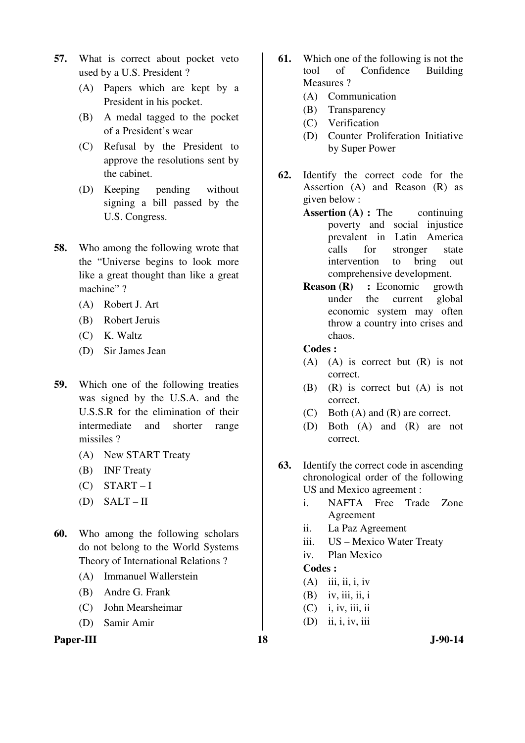57. What is correct about pocket veto used by a U.S. President ?
   (A) Papers which are kept by a President in his pocket.
   (B) A medal tagged to the pocket of a President's wear
   (C) Refusal by the President to approve the resolutions sent by the cabinet.
   (D) Keeping pending without signing a bill passed by the U.S. Congress.

58. Who among the following wrote that the "Universe begins to look more like a great thought than like a great machine" ?
   (A) Robert J. Art
   (B) Robert Jeruis
   (C) K. Waltz
   (D) Sir James Jean

59. Which one of the following treaties was signed by the U.S.A. and the U.S.S.R for the elimination of their intermediate and shorter range missiles ?
   (A) New START Treaty
   (B) INF Treaty
   (C) START – I
   (D) SALT – II

60. Who among the following scholars do not belong to the World Systems Theory of International Relations ?
   (A) Immanuel Wallerstein
   (B) Andre G. Frank
   (C) John Mearsheimar
   (D) Samir Amir

61. Which one of the following is not the tool of Confidence Building Measures ?
   (A) Communication
   (B) Transparency
   (C) Verification
   (D) Counter Proliferation Initiative by Super Power

62. Identify the correct code for the Assertion (A) and Reason (R) as given below :

   **Assertion (A) :** The continuing poverty and social injustice prevalent in Latin America calls for stronger state intervention to bring out comprehensive development.

   **Reason (R) :** Economic growth under the current global economic system may often throw a country into crises and chaos.

   **Codes :**
   (A) (A) is correct but (R) is not correct.
   (B) (R) is correct but (A) is not correct.
   (C) Both (A) and (R) are correct.
   (D) Both (A) and (R) are not correct.

63. Identify the correct code in ascending chronological order of the following US and Mexico agreement :
   i. NAFTA Free Trade Zone Agreement
   ii. La Paz Agreement
   iii. US – Mexico Water Treaty
   iv. Plan Mexico

   **Codes :**
   (A) iii, ii, i, iv
   (B) iv, iii, ii, i
   (C) i, iv, iii, ii
   (D) ii, i, iv, iii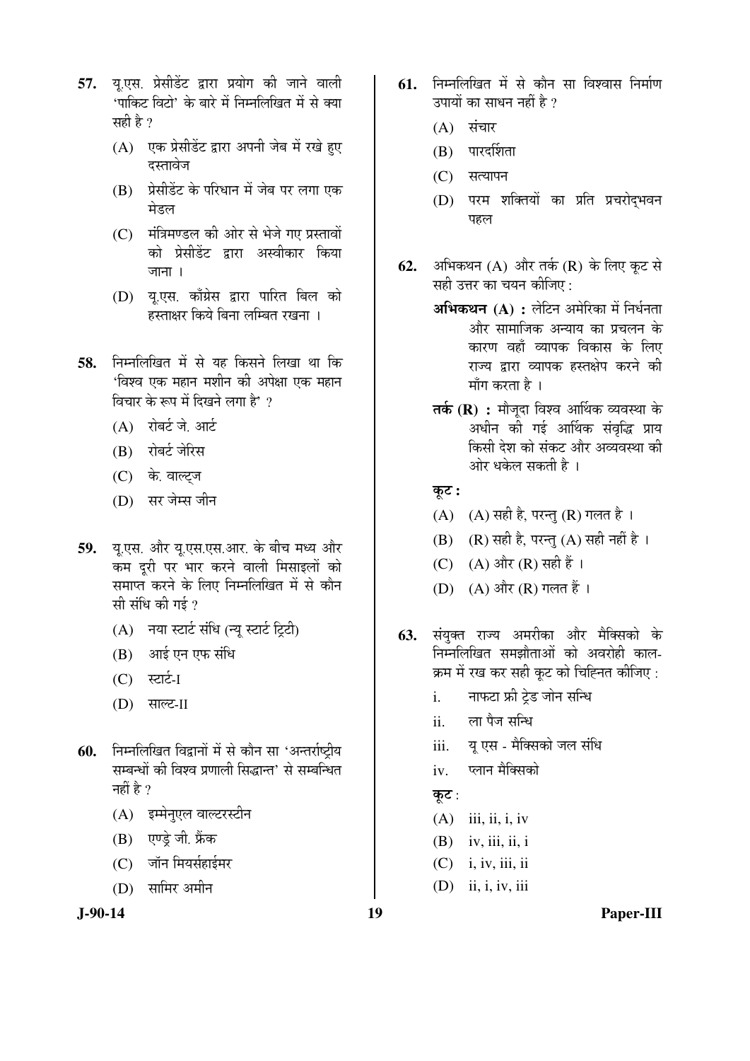**57.** यू.एस. प्रेसीडेंट द्वारा प्रयोग की जाने वाली 'पाकिट विटो' के बारे में निम्नलिखित में से क्या सही है ?

(A) एक प्रेसीडेंट द्वारा अपनी जेब में रखे हुए दस्तावेज

(B) प्रेसीडेंट के परिधान में जेब पर लगा एक मेडल

(C) मंत्रिमण्डल की ओर से भेजे गए प्रस्तावों को प्रेसीडेंट द्वारा अस्वीकार किया जाना ।

(D) यू.एस. कॉंग्रेस द्वारा पारित बिल को हस्ताक्षर किये बिना लम्बित रखना ।

**58.** निम्नलिखित में से यह किसने लिखा था कि 'विश्व एक महान मशीन की अपेक्षा एक महान विचार के रूप में दिखने लगा है' ?

(A) रोबर्ट जे. आर्ट

(B) रोबर्ट जेरिस

(C) के. वाल्ट्ज

(D) सर जेम्स जीन

**59.** यू.एस. और यू.एस.एस.आर. के बीच मध्य और कम दूरी पर भार करने वाली मिसाइलों को समाप्त करने के लिए निम्नलिखित में से कौन सी संधि की गई ?

(A) नया स्टार्ट संधि (न्यू स्टार्ट ट्रिटी)

(B) आई एन एफ संधि

(C) स्टार्ट-I

(D) साल्ट-II

**60.** निम्नलिखित विद्वानों में से कौन सा 'अन्तर्राष्ट्रीय सम्बन्धों की विश्व प्रणाली सिद्धान्त' से सम्बन्धित नहीं है ?

(A) इम्मेनुएल वाल्टरस्टीन

(B) एण्ड्रे जी. फ्रैंक

(C) जॉन मियर्सहाईमर

(D) सामिर अमीन

**61.** निम्नलिखित में से कौन सा विश्वास निर्माण उपायों का साधन नहीं है ?

(A) संचार

(B) पारदर्शिता

(C) सत्यापन

(D) परम शक्तियों का प्रति प्रचरोद्भवन पहल

**62.** अभिकथन (A) और तर्क (R) के लिए कूट से सही उत्तर का चयन कीजिए :

**अभिकथन (A) :** लेटिन अमेरिका में निर्धनता और सामाजिक अन्याय का प्रचलन के कारण वहाँ व्यापक विकास के लिए राज्य द्वारा व्यापक हस्तक्षेप करने की माँग करता है ।

**तर्क (R) :** मौजूदा विश्व आर्थिक व्यवस्था के अधीन की गई आर्थिक संवृद्धि प्राय किसी देश को संकट और अव्यवस्था की ओर धकेल सकती है ।

**कूट :**

(A) (A) सही है, परन्तु (R) गलत है ।

(B) (R) सही है, परन्तु (A) सही नहीं है ।

(C) (A) और (R) सही हैं ।

(D) (A) और (R) गलत हैं ।

**63.** संयुक्त राज्य अमरीका और मैक्सिको के निम्नलिखित समझौताओं को अवरोही काल-क्रम में रख कर सही कूट को चिह्नित कीजिए :

i. नाफटा फ्री ट्रेड जोन सन्धि

ii. ला पैज सन्धि

iii. यू एस - मैक्सिको जल संधि

iv. प्लान मैक्सिको

**कूट :**

(A) iii, ii, i, iv

(B) iv, iii, ii, i

(C) i, iv, iii, ii

(D) ii, i, iv, iii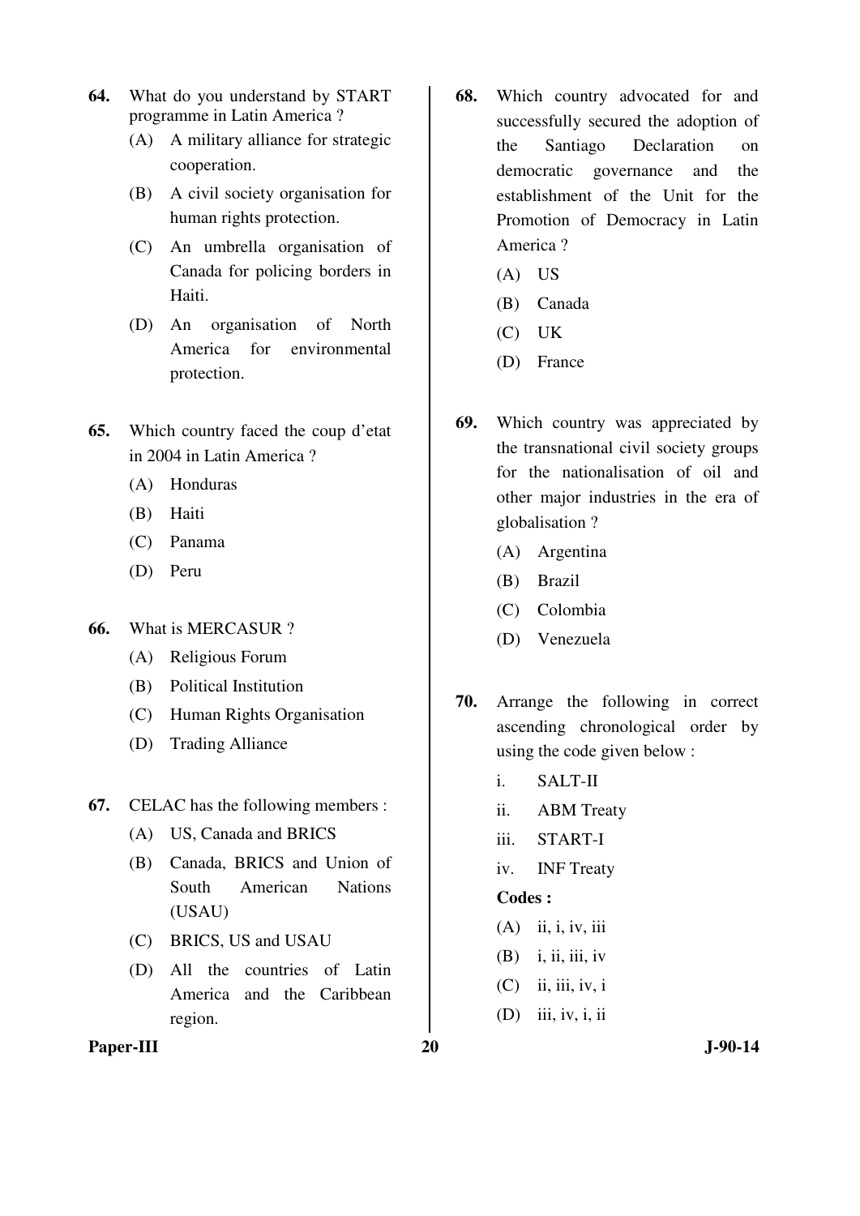**64.** What do you understand by START programme in Latin America ?

(A) A military alliance for strategic cooperation.

(B) A civil society organisation for human rights protection.

(C) An umbrella organisation of Canada for policing borders in Haiti.

(D) An organisation of North America for environmental protection.

**65.** Which country faced the coup d'etat in 2004 in Latin America ?

(A) Honduras

(B) Haiti

(C) Panama

(D) Peru

**66.** What is MERCASUR ?

(A) Religious Forum

(B) Political Institution

(C) Human Rights Organisation

(D) Trading Alliance

**67.** CELAC has the following members :

(A) US, Canada and BRICS

(B) Canada, BRICS and Union of South American Nations (USAU)

(C) BRICS, US and USAU

(D) All the countries of Latin America and the Caribbean region.

**68.** Which country advocated for and successfully secured the adoption of the Santiago Declaration on democratic governance and the establishment of the Unit for the Promotion of Democracy in Latin America ?

(A) US

(B) Canada

(C) UK

(D) France

**69.** Which country was appreciated by the transnational civil society groups for the nationalisation of oil and other major industries in the era of globalisation ?

(A) Argentina

(B) Brazil

(C) Colombia

(D) Venezuela

**70.** Arrange the following in correct ascending chronological order by using the code given below :

i. SALT-II

ii. ABM Treaty

iii. START-I

iv. INF Treaty

**Codes :**

(A) ii, i, iv, iii

(B) i, ii, iii, iv

(C) ii, iii, iv, i

(D) iii, iv, i, ii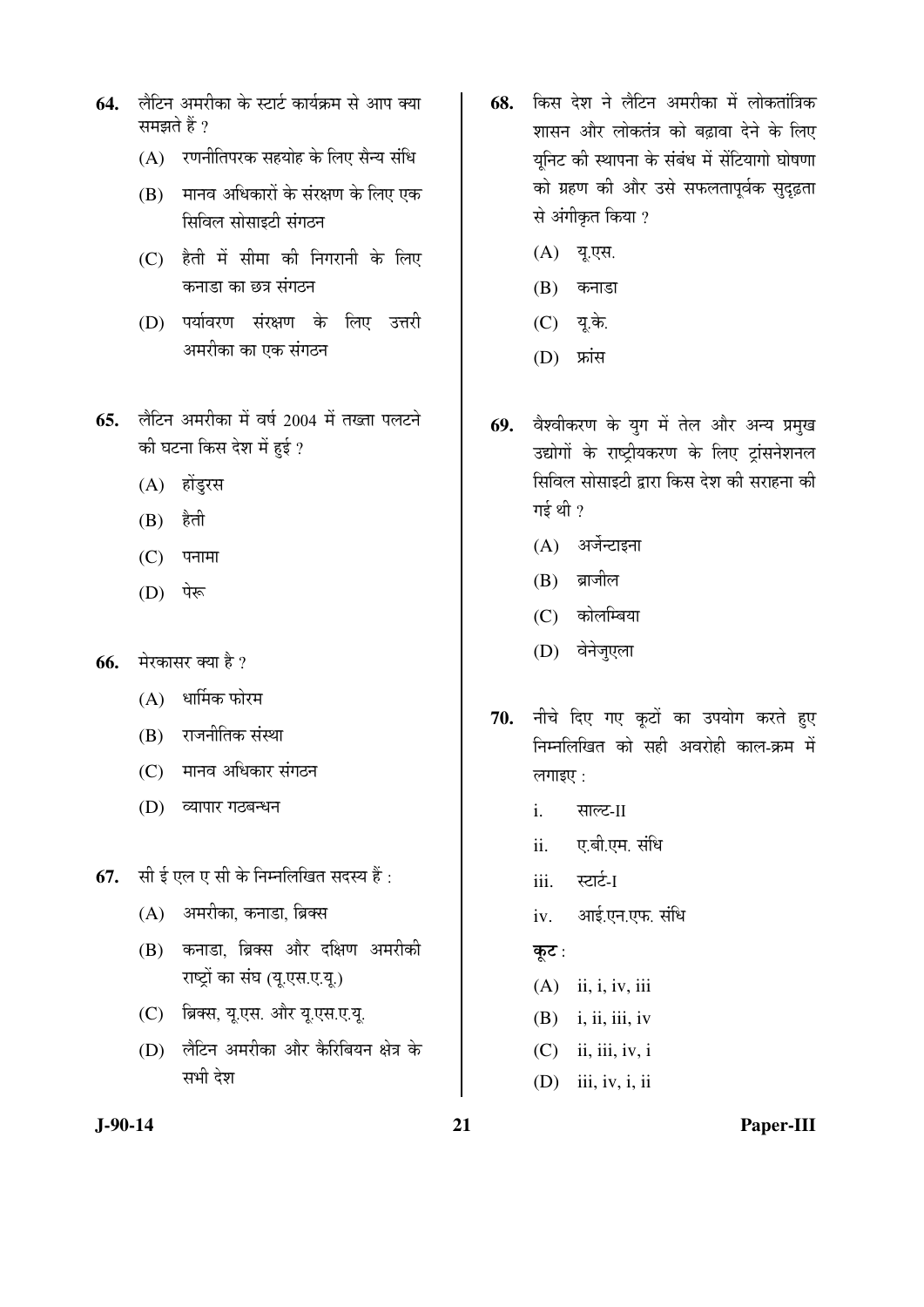**64.** लैटिन अमरीका के स्टार्ट कार्यक्रम से आप क्या समझते हैं ?

(A) रणनीतिपरक सहयोह के लिए सैन्य संधि

(B) मानव अधिकारों के संरक्षण के लिए एक सिविल सोसाइटी संगठन

(C) हैती में सीमा की निगरानी के लिए कनाडा का छत्र संगठन

(D) पर्यावरण संरक्षण के लिए उत्तरी अमरीका का एक संगठन

**65.** लैटिन अमरीका में वर्ष 2004 में तख्ता पलटने की घटना किस देश में हुई ?

(A) होंडुरस

(B) हैती

(C) पनामा

(D) पेरू

**66.** मेरकासर क्या है ?

(A) धार्मिक फोरम

(B) राजनीतिक संस्था

(C) मानव अधिकार संगठन

(D) व्यापार गठबन्धन

**67.** सी ई एल ए सी के निम्नलिखित सदस्य हैं :

(A) अमरीका, कनाडा, ब्रिक्स

(B) कनाडा, ब्रिक्स और दक्षिण अमरीकी राष्ट्रों का संघ (यू.एस.ए.यू.)

(C) ब्रिक्स, यू.एस. और यू.एस.ए.यू.

(D) लैटिन अमरीका और कैरिबियन क्षेत्र के सभी देश

**68.** किस देश ने लैटिन अमरीका में लोकतांत्रिक शासन और लोकतंत्र को बढ़ावा देने के लिए यूनिट की स्थापना के संबंध में सेंटियागो घोषणा को ग्रहण की और उसे सफलतापूर्वक सुदृढ़ता से अंगीकृत किया ?

(A) यू.एस.

(B) कनाडा

(C) यू.के.

(D) फ्रांस

**69.** वैश्वीकरण के युग में तेल और अन्य प्रमुख उद्योगों के राष्ट्रीयकरण के लिए ट्रांसनेशनल सिविल सोसाइटी द्वारा किस देश की सराहना की गई थी ?

(A) अर्जेन्टाइना

(B) ब्राजील

(C) कोलम्बिया

(D) वेनेजुएला

**70.** नीचे दिए गए कूटों का उपयोग करते हुए निम्नलिखित को सही अवरोही काल-क्रम में लगाइए :

i. साल्ट-II

ii. ए.बी.एम. संधि

iii. स्टार्ट-I

iv. आई.एन.एफ. संधि

**कूट :**

(A) ii, i, iv, iii

(B) i, ii, iii, iv

(C) ii, iii, iv, i

(D) iii, iv, i, ii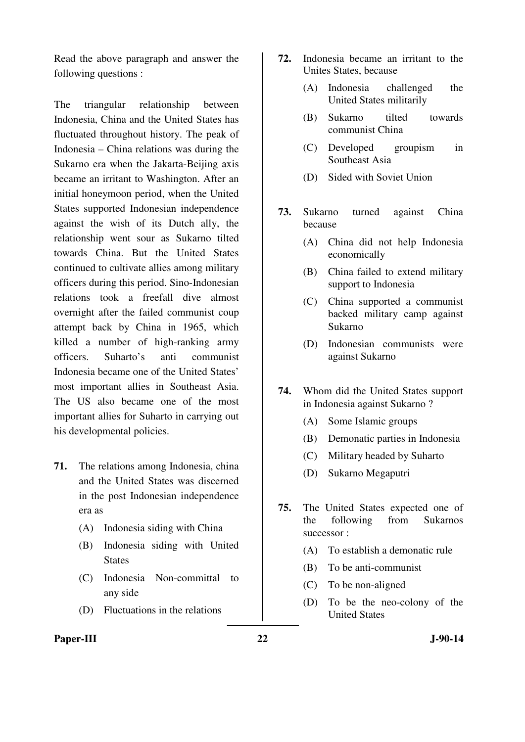Read the above paragraph and answer the following questions :

The triangular relationship between Indonesia, China and the United States has fluctuated throughout history. The peak of Indonesia – China relations was during the Sukarno era when the Jakarta-Beijing axis became an irritant to Washington. After an initial honeymoon period, when the United States supported Indonesian independence against the wish of its Dutch ally, the relationship went sour as Sukarno tilted towards China. But the United States continued to cultivate allies among military officers during this period. Sino-Indonesian relations took a freefall dive almost overnight after the failed communist coup attempt back by China in 1965, which killed a number of high-ranking army officers. Suharto's anti communist Indonesia became one of the United States' most important allies in Southeast Asia. The US also became one of the most important allies for Suharto in carrying out his developmental policies.

**71.** The relations among Indonesia, china and the United States was discerned in the post Indonesian independence era as

- (A) Indonesia siding with China
- (B) Indonesia siding with United States
- (C) Indonesia Non-committal to any side
- (D) Fluctuations in the relations

**72.** Indonesia became an irritant to the Unites States, because

- (A) Indonesia challenged the United States militarily
- (B) Sukarno tilted towards communist China
- (C) Developed groupism in Southeast Asia
- (D) Sided with Soviet Union

**73.** Sukarno turned against China because

- (A) China did not help Indonesia economically
- (B) China failed to extend military support to Indonesia
- (C) China supported a communist backed military camp against Sukarno
- (D) Indonesian communists were against Sukarno

**74.** Whom did the United States support in Indonesia against Sukarno ?

- (A) Some Islamic groups
- (B) Demonatic parties in Indonesia
- (C) Military headed by Suharto
- (D) Sukarno Megaputri

**75.** The United States expected one of the following from Sukarnos successor :

- (A) To establish a demonatic rule
- (B) To be anti-communist
- (C) To be non-aligned
- (D) To be the neo-colony of the United States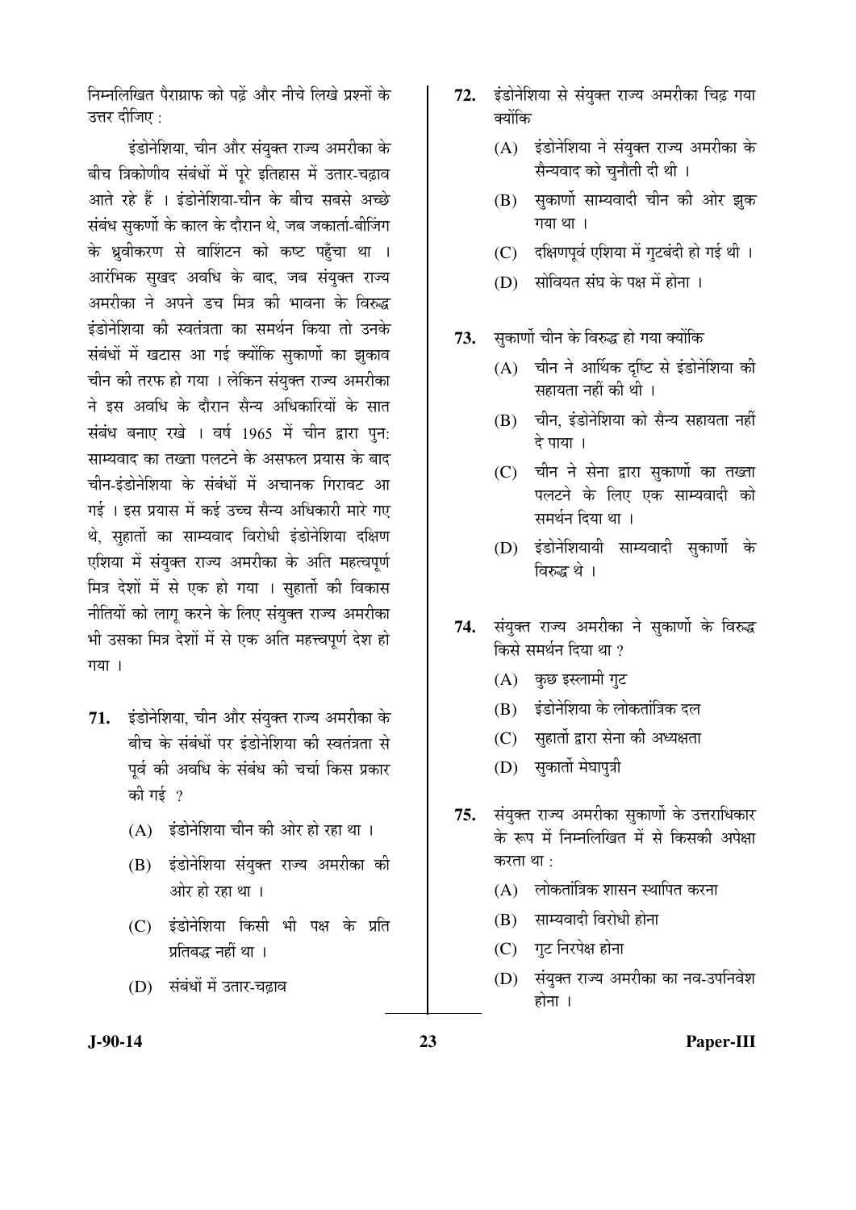निम्नलिखित पैराग्राफ को पढ़ें और नीचे लिखे प्रश्नों के उत्तर दीजिए :

इंडोनेशिया, चीन और संयुक्त राज्य अमरीका के बीच त्रिकोणीय संबंधों में पूरे इतिहास में उतार-चढ़ाव आते रहे हैं । इंडोनेशिया-चीन के बीच सबसे अच्छे संबंध सुकर्णो के काल के दौरान थे, जब जकार्ता-बीजिंग के ध्रुवीकरण से वाशिंटन को कष्ट पहुँचा था । आरंभिक सुखद अवधि के बाद, जब संयुक्त राज्य अमरीका ने अपने डच मित्र की भावना के विरुद्ध इंडोनेशिया की स्वतंत्रता का समर्थन किया तो उनके संबंधों में खटास आ गई क्योंकि सुकार्णो का झुकाव चीन की तरफ हो गया । लेकिन संयुक्त राज्य अमरीका ने इस अवधि के दौरान सैन्य अधिकारियों के सात संबंध बनाए रखे । वर्ष 1965 में चीन द्वारा पुन: साम्यवाद का तख्ता पलटने के असफल प्रयास के बाद चीन-इंडोनेशिया के संबंधों में अचानक गिरावट आ गई । इस प्रयास में कई उच्च सैन्य अधिकारी मारे गए थे, सुहार्तो का साम्यवाद विरोधी इंडोनेशिया दक्षिण एशिया में संयुक्त राज्य अमरीका के अति महत्वपूर्ण मित्र देशों में से एक हो गया । सुहार्तो की विकास नीतियों को लागू करने के लिए संयुक्त राज्य अमरीका भी उसका मित्र देशों में से एक अति महत्त्वपूर्ण देश हो गया ।

**71.** इंडोनेशिया, चीन और संयुक्त राज्य अमरीका के बीच के संबंधों पर इंडोनेशिया की स्वतंत्रता से पूर्व की अवधि के संबंध की चर्चा किस प्रकार की गई ?

(A) इंडोनेशिया चीन की ओर हो रहा था ।

(B) इंडोनेशिया संयुक्त राज्य अमरीका की ओर हो रहा था ।

(C) इंडोनेशिया किसी भी पक्ष के प्रति प्रतिबद्ध नहीं था ।

(D) संबंधों में उतार-चढ़ाव

**72.** इंडोनेशिया से संयुक्त राज्य अमरीका चिढ़ गया क्योंकि

(A) इंडोनेशिया ने संयुक्त राज्य अमरीका के सैन्यवाद को चुनौती दी थी ।

(B) सुकार्णो साम्यवादी चीन की ओर झुक गया था ।

(C) दक्षिणपूर्व एशिया में गुटबंदी हो गई थी ।

(D) सोवियत संघ के पक्ष में होना ।

**73.** सुकार्णो चीन के विरुद्ध हो गया क्योंकि

(A) चीन ने आर्थिक दृष्टि से इंडोनेशिया की सहायता नहीं की थी ।

(B) चीन, इंडोनेशिया को सैन्य सहायता नहीं दे पाया ।

(C) चीन ने सेना द्वारा सुकार्णो का तख्ता पलटने के लिए एक साम्यवादी को समर्थन दिया था ।

(D) इंडोनेशियायी साम्यवादी सुकार्णो के विरुद्ध थे ।

**74.** संयुक्त राज्य अमरीका ने सुकार्णो के विरुद्ध किसे समर्थन दिया था ?

(A) कुछ इस्लामी गुट

(B) इंडोनेशिया के लोकतांत्रिक दल

(C) सुहार्तो द्वारा सेना की अध्यक्षता

(D) सुकार्तो मेघापुत्री

**75.** संयुक्त राज्य अमरीका सुकार्णो के उत्तराधिकार के रूप में निम्नलिखित में से किसकी अपेक्षा करता था :

(A) लोकतांत्रिक शासन स्थापित करना

(B) साम्यवादी विरोधी होना

(C) गुट निरपेक्ष होना

(D) संयुक्त राज्य अमरीका का नव-उपनिवेश होना ।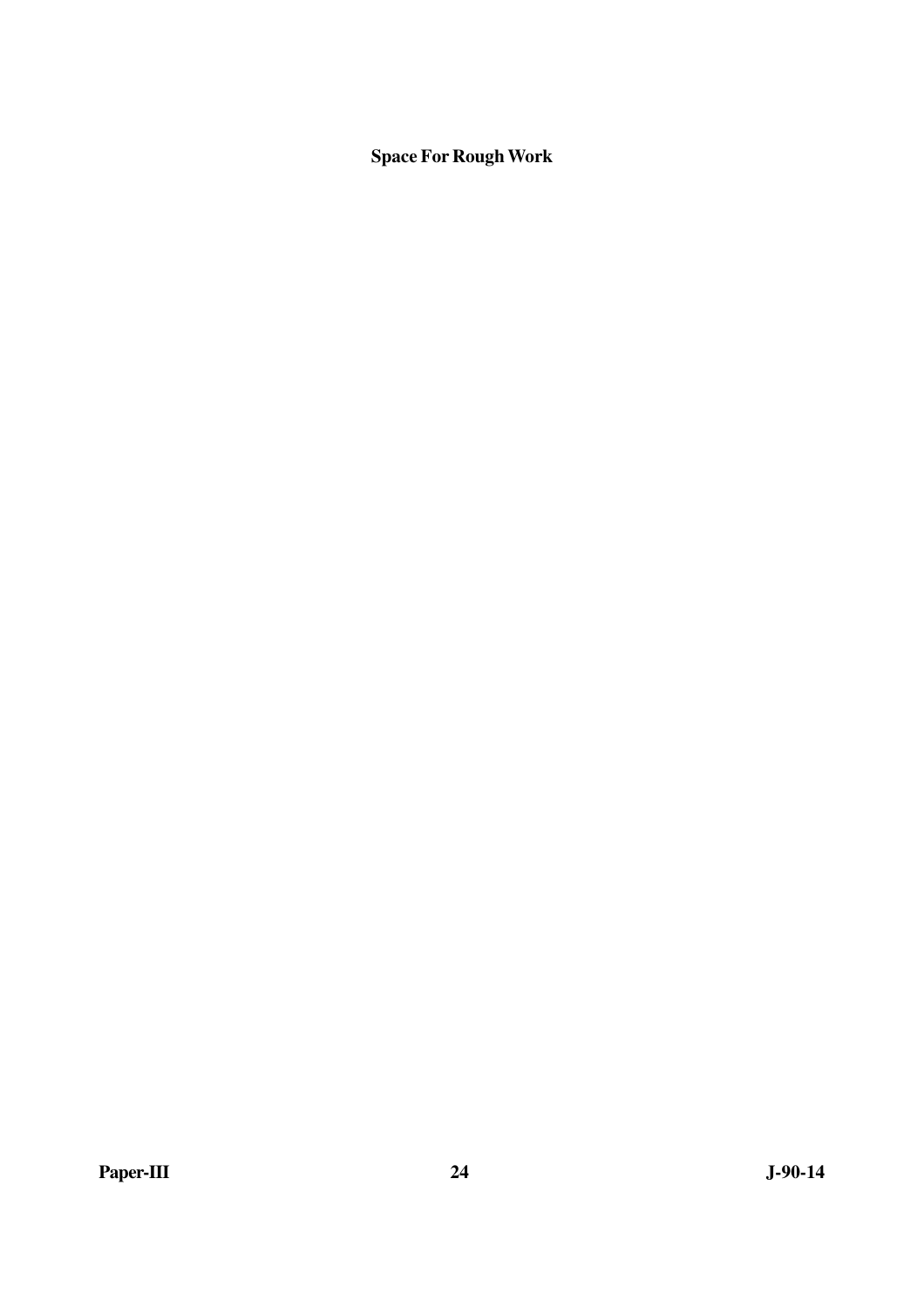**Space For Rough Work**